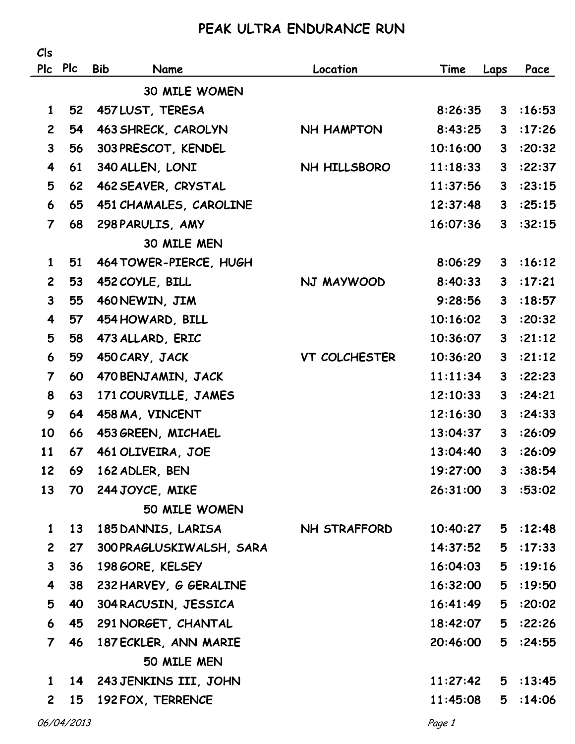# PEAK ULTRA ENDURANCE RUN

| Cls Plc | Plc | Bib | Name | Location | Time | Laps | Pace |
|---|---|---|---|---|---|---|---|
| | | | **30 MILE WOMEN** | | | | |
| 1 | 52 | 457 | LUST, TERESA | | 8:26:35 | 3 | :16:53 |
| 2 | 54 | 463 | SHRECK, CAROLYN | NH HAMPTON | 8:43:25 | 3 | :17:26 |
| 3 | 56 | 303 | PRESCOT, KENDEL | | 10:16:00 | 3 | :20:32 |
| 4 | 61 | 340 | ALLEN, LONI | NH HILLSBORO | 11:18:33 | 3 | :22:37 |
| 5 | 62 | 462 | SEAVER, CRYSTAL | | 11:37:56 | 3 | :23:15 |
| 6 | 65 | 451 | CHAMALES, CAROLINE | | 12:37:48 | 3 | :25:15 |
| 7 | 68 | 298 | PARULIS, AMY | | 16:07:36 | 3 | :32:15 |
| | | | **30 MILE MEN** | | | | |
| 1 | 51 | 464 | TOWER-PIERCE, HUGH | | 8:06:29 | 3 | :16:12 |
| 2 | 53 | 452 | COYLE, BILL | NJ MAYWOOD | 8:40:33 | 3 | :17:21 |
| 3 | 55 | 460 | NEWIN, JIM | | 9:28:56 | 3 | :18:57 |
| 4 | 57 | 454 | HOWARD, BILL | | 10:16:02 | 3 | :20:32 |
| 5 | 58 | 473 | ALLARD, ERIC | | 10:36:07 | 3 | :21:12 |
| 6 | 59 | 450 | CARY, JACK | VT COLCHESTER | 10:36:20 | 3 | :21:12 |
| 7 | 60 | 470 | BENJAMIN, JACK | | 11:11:34 | 3 | :22:23 |
| 8 | 63 | 171 | COURVILLE, JAMES | | 12:10:33 | 3 | :24:21 |
| 9 | 64 | 458 | MA, VINCENT | | 12:16:30 | 3 | :24:33 |
| 10 | 66 | 453 | GREEN, MICHAEL | | 13:04:37 | 3 | :26:09 |
| 11 | 67 | 461 | OLIVEIRA, JOE | | 13:04:40 | 3 | :26:09 |
| 12 | 69 | 162 | ADLER, BEN | | 19:27:00 | 3 | :38:54 |
| 13 | 70 | 244 | JOYCE, MIKE | | 26:31:00 | 3 | :53:02 |
| | | | **50 MILE WOMEN** | | | | |
| 1 | 13 | 185 | DANNIS, LARISA | NH STRAFFORD | 10:40:27 | 5 | :12:48 |
| 2 | 27 | 300 | PRAGLUSKIWALSH, SARA | | 14:37:52 | 5 | :17:33 |
| 3 | 36 | 198 | GORE, KELSEY | | 16:04:03 | 5 | :19:16 |
| 4 | 38 | 232 | HARVEY, G GERALINE | | 16:32:00 | 5 | :19:50 |
| 5 | 40 | 304 | RACUSIN, JESSICA | | 16:41:49 | 5 | :20:02 |
| 6 | 45 | 291 | NORGET, CHANTAL | | 18:42:07 | 5 | :22:26 |
| 7 | 46 | 187 | ECKLER, ANN MARIE | | 20:46:00 | 5 | :24:55 |
| | | | **50 MILE MEN** | | | | |
| 1 | 14 | 243 | JENKINS III, JOHN | | 11:27:42 | 5 | :13:45 |
| 2 | 15 | 192 | FOX, TERRENCE | | 11:45:08 | 5 | :14:06 |

*06/04/2013*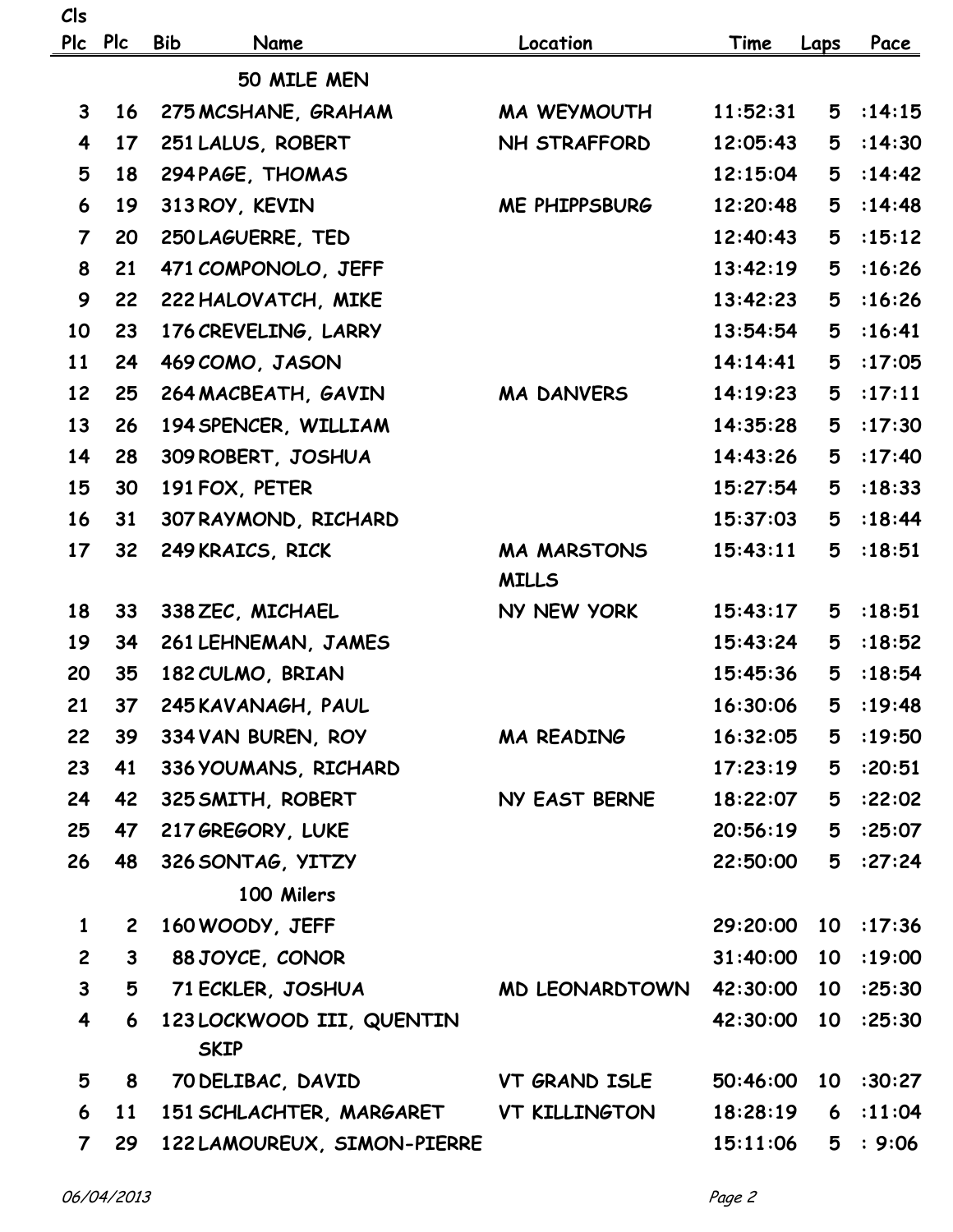| Cls Plc | Plc | Bib | Name | Location | Time | Laps | Pace |
|---|---|---|---|---|---|---|---|
| | | | 50 MILE MEN | | | | |
| 3 | 16 | 275 | MCSHANE, GRAHAM | MA WEYMOUTH | 11:52:31 | 5 | :14:15 |
| 4 | 17 | 251 | LALUS, ROBERT | NH STRAFFORD | 12:05:43 | 5 | :14:30 |
| 5 | 18 | 294 | PAGE, THOMAS | | 12:15:04 | 5 | :14:42 |
| 6 | 19 | 313 | ROY, KEVIN | ME PHIPPSBURG | 12:20:48 | 5 | :14:48 |
| 7 | 20 | 250 | LAGUERRE, TED | | 12:40:43 | 5 | :15:12 |
| 8 | 21 | 471 | COMPONOLO, JEFF | | 13:42:19 | 5 | :16:26 |
| 9 | 22 | 222 | HALOVATCH, MIKE | | 13:42:23 | 5 | :16:26 |
| 10 | 23 | 176 | CREVELING, LARRY | | 13:54:54 | 5 | :16:41 |
| 11 | 24 | 469 | COMO, JASON | | 14:14:41 | 5 | :17:05 |
| 12 | 25 | 264 | MACBEATH, GAVIN | MA DANVERS | 14:19:23 | 5 | :17:11 |
| 13 | 26 | 194 | SPENCER, WILLIAM | | 14:35:28 | 5 | :17:30 |
| 14 | 28 | 309 | ROBERT, JOSHUA | | 14:43:26 | 5 | :17:40 |
| 15 | 30 | 191 | FOX, PETER | | 15:27:54 | 5 | :18:33 |
| 16 | 31 | 307 | RAYMOND, RICHARD | | 15:37:03 | 5 | :18:44 |
| 17 | 32 | 249 | KRAICS, RICK | MA MARSTONS MILLS | 15:43:11 | 5 | :18:51 |
| 18 | 33 | 338 | ZEC, MICHAEL | NY NEW YORK | 15:43:17 | 5 | :18:51 |
| 19 | 34 | 261 | LEHNEMAN, JAMES | | 15:43:24 | 5 | :18:52 |
| 20 | 35 | 182 | CULMO, BRIAN | | 15:45:36 | 5 | :18:54 |
| 21 | 37 | 245 | KAVANAGH, PAUL | | 16:30:06 | 5 | :19:48 |
| 22 | 39 | 334 | VAN BUREN, ROY | MA READING | 16:32:05 | 5 | :19:50 |
| 23 | 41 | 336 | YOUMANS, RICHARD | | 17:23:19 | 5 | :20:51 |
| 24 | 42 | 325 | SMITH, ROBERT | NY EAST BERNE | 18:22:07 | 5 | :22:02 |
| 25 | 47 | 217 | GREGORY, LUKE | | 20:56:19 | 5 | :25:07 |
| 26 | 48 | 326 | SONTAG, YITZY | | 22:50:00 | 5 | :27:24 |
| | | | 100 Milers | | | | |
| 1 | 2 | 160 | WOODY, JEFF | | 29:20:00 | 10 | :17:36 |
| 2 | 3 | 88 | JOYCE, CONOR | | 31:40:00 | 10 | :19:00 |
| 3 | 5 | 71 | ECKLER, JOSHUA | MD LEONARDTOWN | 42:30:00 | 10 | :25:30 |
| 4 | 6 | 123 | LOCKWOOD III, QUENTIN SKIP | | 42:30:00 | 10 | :25:30 |
| 5 | 8 | 70 | DELIBAC, DAVID | VT GRAND ISLE | 50:46:00 | 10 | :30:27 |
| 6 | 11 | 151 | SCHLACHTER, MARGARET | VT KILLINGTON | 18:28:19 | 6 | :11:04 |
| 7 | 29 | 122 | LAMOUREUX, SIMON-PIERRE | | 15:11:06 | 5 | : 9:06 |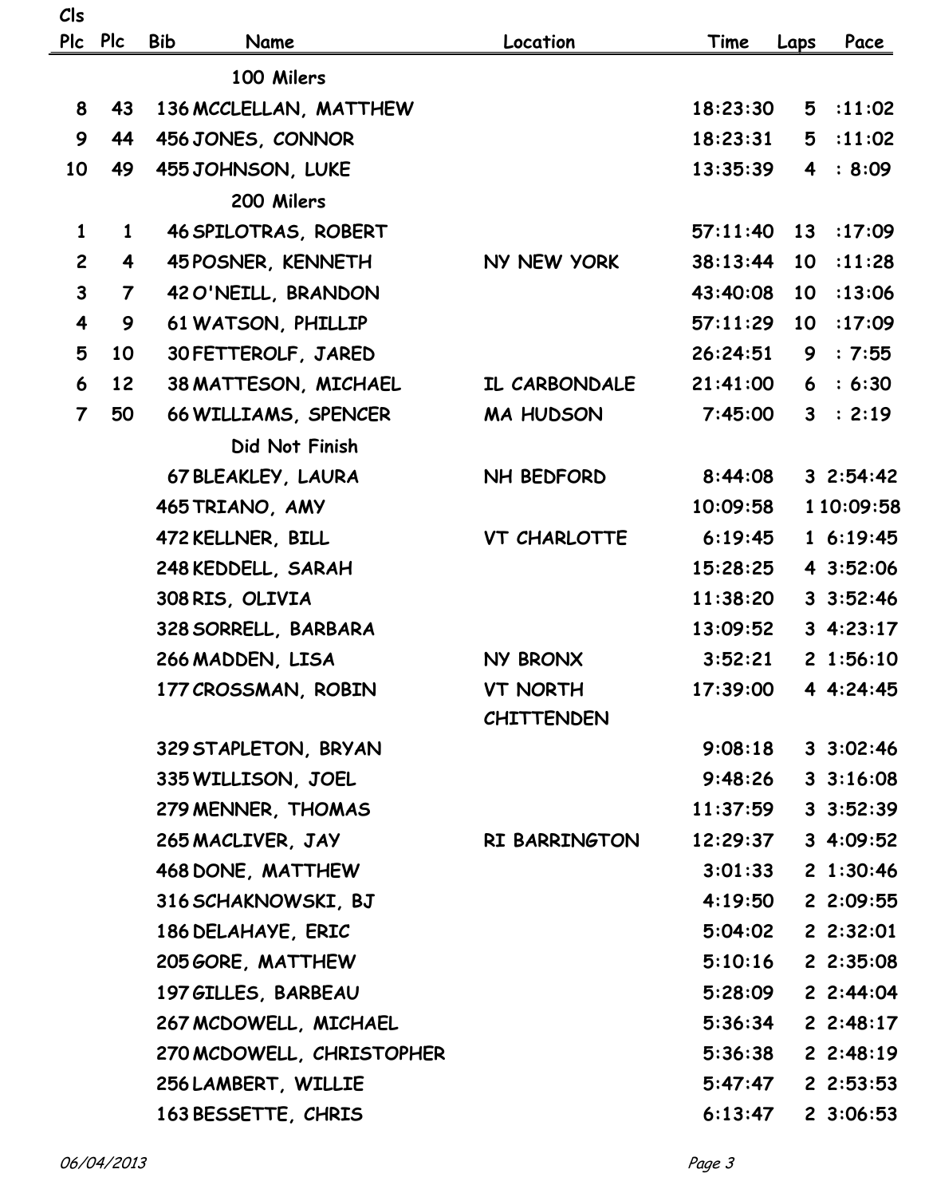| Cls Plc | Plc | Bib | Name | Location | Time | Laps | Pace |
|---|---|---|---|---|---|---|---|
| | | | 100 Milers | | | | |
| 8 | 43 | 136 | MCCLELLAN, MATTHEW | | 18:23:30 | 5 | :11:02 |
| 9 | 44 | 456 | JONES, CONNOR | | 18:23:31 | 5 | :11:02 |
| 10 | 49 | 455 | JOHNSON, LUKE | | 13:35:39 | 4 | : 8:09 |
| | | | 200 Milers | | | | |
| 1 | 1 | 46 | SPILOTRAS, ROBERT | | 57:11:40 | 13 | :17:09 |
| 2 | 4 | 45 | POSNER, KENNETH | NY NEW YORK | 38:13:44 | 10 | :11:28 |
| 3 | 7 | 42 | O'NEILL, BRANDON | | 43:40:08 | 10 | :13:06 |
| 4 | 9 | 61 | WATSON, PHILLIP | | 57:11:29 | 10 | :17:09 |
| 5 | 10 | 30 | FETTEROLF, JARED | | 26:24:51 | 9 | : 7:55 |
| 6 | 12 | 38 | MATTESON, MICHAEL | IL CARBONDALE | 21:41:00 | 6 | : 6:30 |
| 7 | 50 | 66 | WILLIAMS, SPENCER | MA HUDSON | 7:45:00 | 3 | : 2:19 |
| | | | Did Not Finish | | | | |
| | | 67 | BLEAKLEY, LAURA | NH BEDFORD | 8:44:08 | 3 | 2:54:42 |
| | | 465 | TRIANO, AMY | | 10:09:58 | 1 | 10:09:58 |
| | | 472 | KELLNER, BILL | VT CHARLOTTE | 6:19:45 | 1 | 6:19:45 |
| | | 248 | KEDDELL, SARAH | | 15:28:25 | 4 | 3:52:06 |
| | | 308 | RIS, OLIVIA | | 11:38:20 | 3 | 3:52:46 |
| | | 328 | SORRELL, BARBARA | | 13:09:52 | 3 | 4:23:17 |
| | | 266 | MADDEN, LISA | NY BRONX | 3:52:21 | 2 | 1:56:10 |
| | | 177 | CROSSMAN, ROBIN | VT NORTH CHITTENDEN | 17:39:00 | 4 | 4:24:45 |
| | | 329 | STAPLETON, BRYAN | | 9:08:18 | 3 | 3:02:46 |
| | | 335 | WILLISON, JOEL | | 9:48:26 | 3 | 3:16:08 |
| | | 279 | MENNER, THOMAS | | 11:37:59 | 3 | 3:52:39 |
| | | 265 | MACLIVER, JAY | RI BARRINGTON | 12:29:37 | 3 | 4:09:52 |
| | | 468 | DONE, MATTHEW | | 3:01:33 | 2 | 1:30:46 |
| | | 316 | SCHAKNOWSKI, BJ | | 4:19:50 | 2 | 2:09:55 |
| | | 186 | DELAHAYE, ERIC | | 5:04:02 | 2 | 2:32:01 |
| | | 205 | GORE, MATTHEW | | 5:10:16 | 2 | 2:35:08 |
| | | 197 | GILLES, BARBEAU | | 5:28:09 | 2 | 2:44:04 |
| | | 267 | MCDOWELL, MICHAEL | | 5:36:34 | 2 | 2:48:17 |
| | | 270 | MCDOWELL, CHRISTOPHER | | 5:36:38 | 2 | 2:48:19 |
| | | 256 | LAMBERT, WILLIE | | 5:47:47 | 2 | 2:53:53 |
| | | 163 | BESSETTE, CHRIS | | 6:13:47 | 2 | 3:06:53 |

*06/04/2013*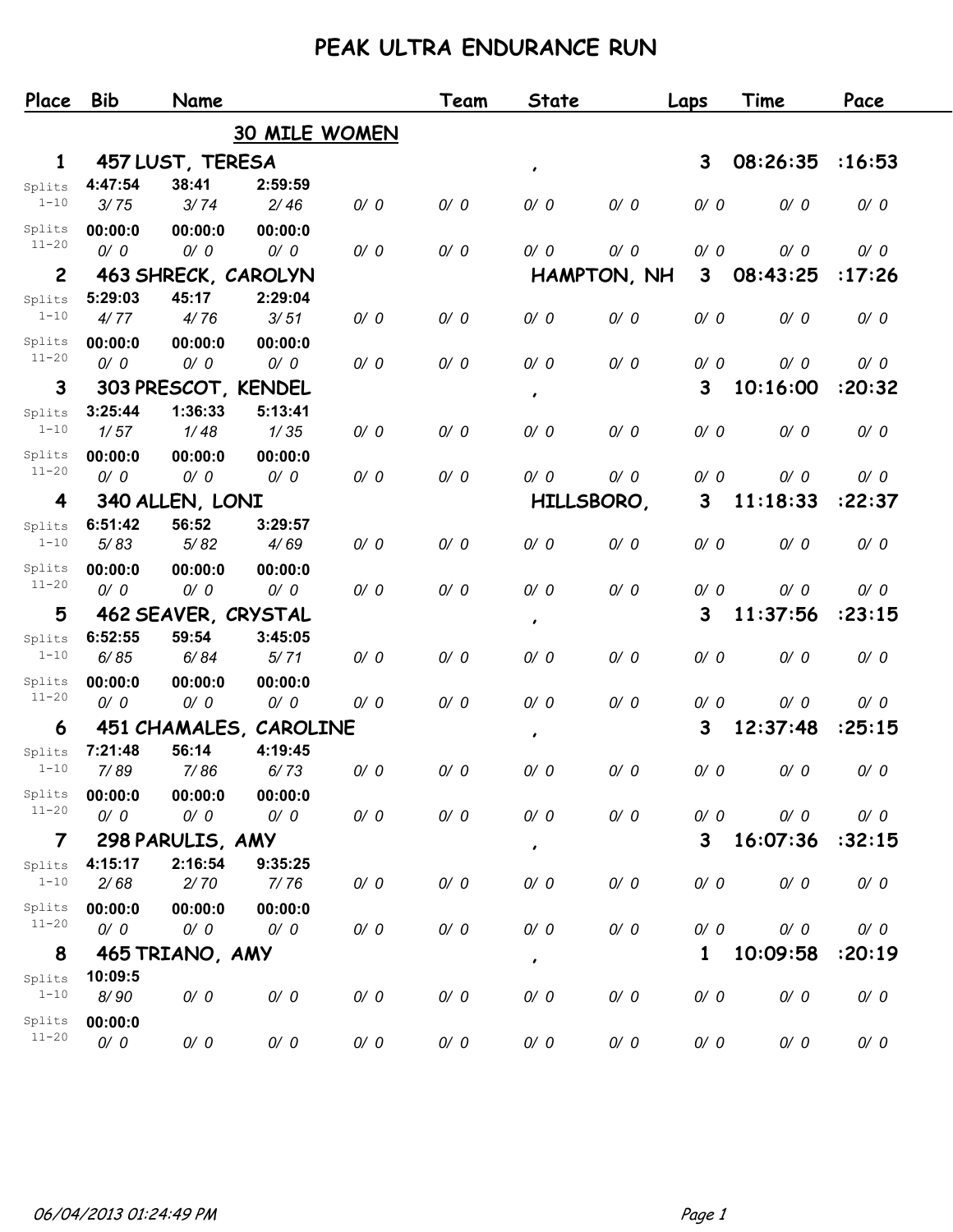# PEAK ULTRA ENDURANCE RUN

## 30 MILE WOMEN

| Place | Bib | Name | | | Team | State | | Laps | Time | Pace |
|---|---|---|---|---|---|---|---|---|---|---|
| 1 | 457 | LUST, TERESA | | | | , | | 3 | 08:26:35 | :16:53 |
| Splits 1-10 | 4:47:54 3/75 | 38:41 3/74 | 2:59:59 2/46 | 0/ 0 | 0/ 0 | 0/ 0 | 0/ 0 | 0/ 0 | 0/ 0 | 0/ 0 |
| Splits 11-20 | 00:00:0 0/ 0 | 00:00:0 0/ 0 | 00:00:0 0/ 0 | 0/ 0 | 0/ 0 | 0/ 0 | 0/ 0 | 0/ 0 | 0/ 0 | 0/ 0 |
| 2 | 463 | SHRECK, CAROLYN | | | | HAMPTON, NH | | 3 | 08:43:25 | :17:26 |
| Splits 1-10 | 5:29:03 4/77 | 45:17 4/76 | 2:29:04 3/51 | 0/ 0 | 0/ 0 | 0/ 0 | 0/ 0 | 0/ 0 | 0/ 0 | 0/ 0 |
| Splits 11-20 | 00:00:0 0/ 0 | 00:00:0 0/ 0 | 00:00:0 0/ 0 | 0/ 0 | 0/ 0 | 0/ 0 | 0/ 0 | 0/ 0 | 0/ 0 | 0/ 0 |
| 3 | 303 | PRESCOT, KENDEL | | | | , | | 3 | 10:16:00 | :20:32 |
| Splits 1-10 | 3:25:44 1/57 | 1:36:33 1/48 | 5:13:41 1/35 | 0/ 0 | 0/ 0 | 0/ 0 | 0/ 0 | 0/ 0 | 0/ 0 | 0/ 0 |
| Splits 11-20 | 00:00:0 0/ 0 | 00:00:0 0/ 0 | 00:00:0 0/ 0 | 0/ 0 | 0/ 0 | 0/ 0 | 0/ 0 | 0/ 0 | 0/ 0 | 0/ 0 |
| 4 | 340 | ALLEN, LONI | | | | HILLSBORO, | | 3 | 11:18:33 | :22:37 |
| Splits 1-10 | 6:51:42 5/83 | 56:52 5/82 | 3:29:57 4/69 | 0/ 0 | 0/ 0 | 0/ 0 | 0/ 0 | 0/ 0 | 0/ 0 | 0/ 0 |
| Splits 11-20 | 00:00:0 0/ 0 | 00:00:0 0/ 0 | 00:00:0 0/ 0 | 0/ 0 | 0/ 0 | 0/ 0 | 0/ 0 | 0/ 0 | 0/ 0 | 0/ 0 |
| 5 | 462 | SEAVER, CRYSTAL | | | | , | | 3 | 11:37:56 | :23:15 |
| Splits 1-10 | 6:52:55 6/85 | 59:54 6/84 | 3:45:05 5/71 | 0/ 0 | 0/ 0 | 0/ 0 | 0/ 0 | 0/ 0 | 0/ 0 | 0/ 0 |
| Splits 11-20 | 00:00:0 0/ 0 | 00:00:0 0/ 0 | 00:00:0 0/ 0 | 0/ 0 | 0/ 0 | 0/ 0 | 0/ 0 | 0/ 0 | 0/ 0 | 0/ 0 |
| 6 | 451 | CHAMALES, CAROLINE | | | | , | | 3 | 12:37:48 | :25:15 |
| Splits 1-10 | 7:21:48 7/89 | 56:14 7/86 | 4:19:45 6/73 | 0/ 0 | 0/ 0 | 0/ 0 | 0/ 0 | 0/ 0 | 0/ 0 | 0/ 0 |
| Splits 11-20 | 00:00:0 0/ 0 | 00:00:0 0/ 0 | 00:00:0 0/ 0 | 0/ 0 | 0/ 0 | 0/ 0 | 0/ 0 | 0/ 0 | 0/ 0 | 0/ 0 |
| 7 | 298 | PARULIS, AMY | | | | , | | 3 | 16:07:36 | :32:15 |
| Splits 1-10 | 4:15:17 2/68 | 2:16:54 2/70 | 9:35:25 7/76 | 0/ 0 | 0/ 0 | 0/ 0 | 0/ 0 | 0/ 0 | 0/ 0 | 0/ 0 |
| Splits 11-20 | 00:00:0 0/ 0 | 00:00:0 0/ 0 | 00:00:0 0/ 0 | 0/ 0 | 0/ 0 | 0/ 0 | 0/ 0 | 0/ 0 | 0/ 0 | 0/ 0 |
| 8 | 465 | TRIANO, AMY | | | | , | | 1 | 10:09:58 | :20:19 |
| Splits 1-10 | 10:09:5 8/90 | 0/ 0 | 0/ 0 | 0/ 0 | 0/ 0 | 0/ 0 | 0/ 0 | 0/ 0 | 0/ 0 | 0/ 0 |
| Splits 11-20 | 00:00:0 0/ 0 | 0/ 0 | 0/ 0 | 0/ 0 | 0/ 0 | 0/ 0 | 0/ 0 | 0/ 0 | 0/ 0 | 0/ 0 |

*06/04/2013 01:24:49 PM*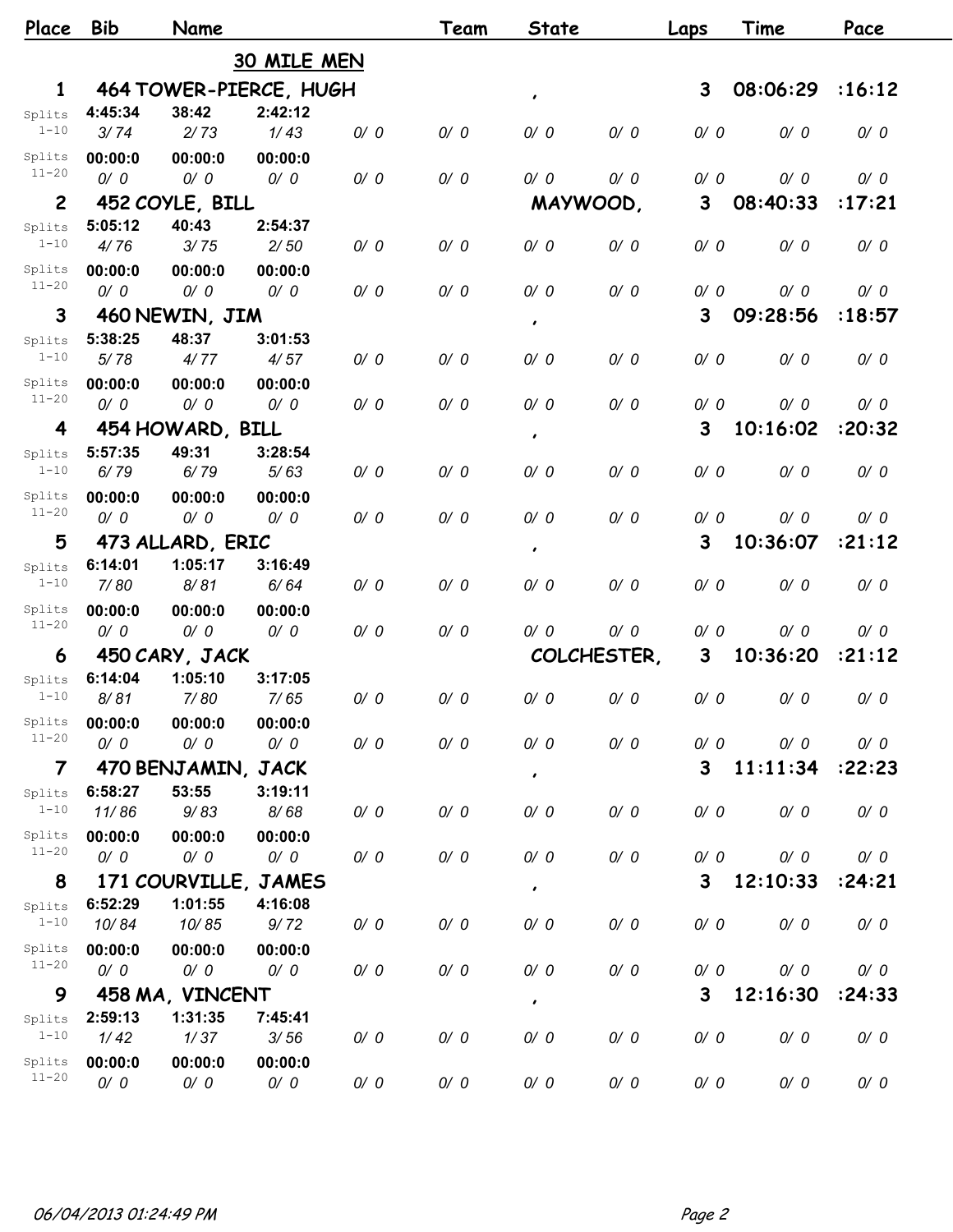| Place | Bib | Name | | | Team | State | | Laps | Time | Pace |
|---|---|---|---|---|---|---|---|---|---|---|
| | | **30 MILE MEN** | | | | | | | | |
| **1** | **464** | **TOWER-PIERCE, HUGH** | | | | **,** | | **3** | **08:06:29** | **:16:12** |
| Splits 1-10 | 4:45:34 | 38:42 | 2:42:12 | | | | | | | |
| | 3/ 74 | 2/ 73 | 1/ 43 | 0/ 0 | 0/ 0 | 0/ 0 | 0/ 0 | 0/ 0 | 0/ 0 | 0/ 0 |
| Splits 11-20 | 00:00:0 | 00:00:0 | 00:00:0 | | | | | | | |
| | 0/ 0 | 0/ 0 | 0/ 0 | 0/ 0 | 0/ 0 | 0/ 0 | 0/ 0 | 0/ 0 | 0/ 0 | 0/ 0 |
| **2** | **452** | **COYLE, BILL** | | | | **MAYWOOD,** | | **3** | **08:40:33** | **:17:21** |
| Splits 1-10 | 5:05:12 | 40:43 | 2:54:37 | | | | | | | |
| | 4/ 76 | 3/ 75 | 2/ 50 | 0/ 0 | 0/ 0 | 0/ 0 | 0/ 0 | 0/ 0 | 0/ 0 | 0/ 0 |
| Splits 11-20 | 00:00:0 | 00:00:0 | 00:00:0 | | | | | | | |
| | 0/ 0 | 0/ 0 | 0/ 0 | 0/ 0 | 0/ 0 | 0/ 0 | 0/ 0 | 0/ 0 | 0/ 0 | 0/ 0 |
| **3** | **460** | **NEWIN, JIM** | | | | **,** | | **3** | **09:28:56** | **:18:57** |
| Splits 1-10 | 5:38:25 | 48:37 | 3:01:53 | | | | | | | |
| | 5/ 78 | 4/ 77 | 4/ 57 | 0/ 0 | 0/ 0 | 0/ 0 | 0/ 0 | 0/ 0 | 0/ 0 | 0/ 0 |
| Splits 11-20 | 00:00:0 | 00:00:0 | 00:00:0 | | | | | | | |
| | 0/ 0 | 0/ 0 | 0/ 0 | 0/ 0 | 0/ 0 | 0/ 0 | 0/ 0 | 0/ 0 | 0/ 0 | 0/ 0 |
| **4** | **454** | **HOWARD, BILL** | | | | **,** | | **3** | **10:16:02** | **:20:32** |
| Splits 1-10 | 5:57:35 | 49:31 | 3:28:54 | | | | | | | |
| | 6/ 79 | 6/ 79 | 5/ 63 | 0/ 0 | 0/ 0 | 0/ 0 | 0/ 0 | 0/ 0 | 0/ 0 | 0/ 0 |
| Splits 11-20 | 00:00:0 | 00:00:0 | 00:00:0 | | | | | | | |
| | 0/ 0 | 0/ 0 | 0/ 0 | 0/ 0 | 0/ 0 | 0/ 0 | 0/ 0 | 0/ 0 | 0/ 0 | 0/ 0 |
| **5** | **473** | **ALLARD, ERIC** | | | | **,** | | **3** | **10:36:07** | **:21:12** |
| Splits 1-10 | 6:14:01 | 1:05:17 | 3:16:49 | | | | | | | |
| | 7/ 80 | 8/ 81 | 6/ 64 | 0/ 0 | 0/ 0 | 0/ 0 | 0/ 0 | 0/ 0 | 0/ 0 | 0/ 0 |
| Splits 11-20 | 00:00:0 | 00:00:0 | 00:00:0 | | | | | | | |
| | 0/ 0 | 0/ 0 | 0/ 0 | 0/ 0 | 0/ 0 | 0/ 0 | 0/ 0 | 0/ 0 | 0/ 0 | 0/ 0 |
| **6** | **450** | **CARY, JACK** | | | | **COLCHESTER,** | | **3** | **10:36:20** | **:21:12** |
| Splits 1-10 | 6:14:04 | 1:05:10 | 3:17:05 | | | | | | | |
| | 8/ 81 | 7/ 80 | 7/ 65 | 0/ 0 | 0/ 0 | 0/ 0 | 0/ 0 | 0/ 0 | 0/ 0 | 0/ 0 |
| Splits 11-20 | 00:00:0 | 00:00:0 | 00:00:0 | | | | | | | |
| | 0/ 0 | 0/ 0 | 0/ 0 | 0/ 0 | 0/ 0 | 0/ 0 | 0/ 0 | 0/ 0 | 0/ 0 | 0/ 0 |
| **7** | **470** | **BENJAMIN, JACK** | | | | **,** | | **3** | **11:11:34** | **:22:23** |
| Splits 1-10 | 6:58:27 | 53:55 | 3:19:11 | | | | | | | |
| | 11/ 86 | 9/ 83 | 8/ 68 | 0/ 0 | 0/ 0 | 0/ 0 | 0/ 0 | 0/ 0 | 0/ 0 | 0/ 0 |
| Splits 11-20 | 00:00:0 | 00:00:0 | 00:00:0 | | | | | | | |
| | 0/ 0 | 0/ 0 | 0/ 0 | 0/ 0 | 0/ 0 | 0/ 0 | 0/ 0 | 0/ 0 | 0/ 0 | 0/ 0 |
| **8** | **171** | **COURVILLE, JAMES** | | | | **,** | | **3** | **12:10:33** | **:24:21** |
| Splits 1-10 | 6:52:29 | 1:01:55 | 4:16:08 | | | | | | | |
| | 10/ 84 | 10/ 85 | 9/ 72 | 0/ 0 | 0/ 0 | 0/ 0 | 0/ 0 | 0/ 0 | 0/ 0 | 0/ 0 |
| Splits 11-20 | 00:00:0 | 00:00:0 | 00:00:0 | | | | | | | |
| | 0/ 0 | 0/ 0 | 0/ 0 | 0/ 0 | 0/ 0 | 0/ 0 | 0/ 0 | 0/ 0 | 0/ 0 | 0/ 0 |
| **9** | **458** | **MA, VINCENT** | | | | **,** | | **3** | **12:16:30** | **:24:33** |
| Splits 1-10 | 2:59:13 | 1:31:35 | 7:45:41 | | | | | | | |
| | 1/ 42 | 1/ 37 | 3/ 56 | 0/ 0 | 0/ 0 | 0/ 0 | 0/ 0 | 0/ 0 | 0/ 0 | 0/ 0 |
| Splits 11-20 | 00:00:0 | 00:00:0 | 00:00:0 | | | | | | | |
| | 0/ 0 | 0/ 0 | 0/ 0 | 0/ 0 | 0/ 0 | 0/ 0 | 0/ 0 | 0/ 0 | 0/ 0 | 0/ 0 |

*06/04/2013 01:24:49 PM*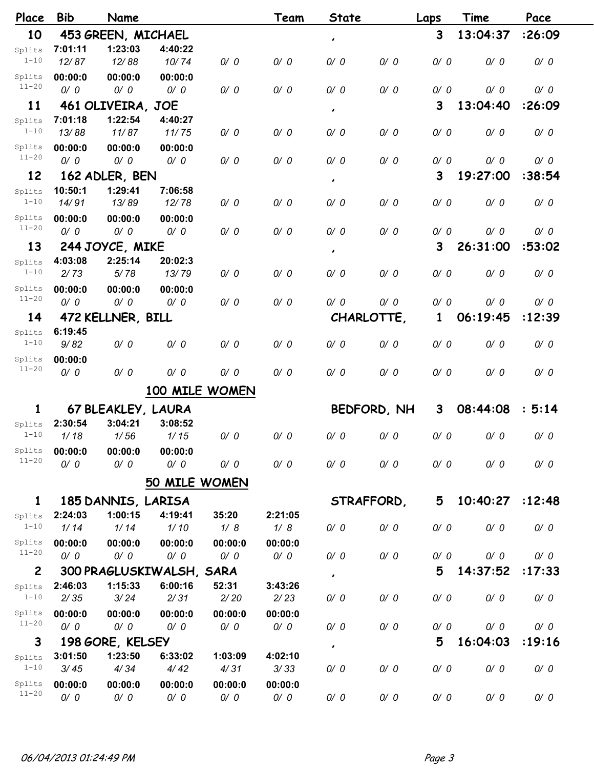| Place | Bib | Name | | | Team | State | | Laps | Time | Pace |
|---|---|---|---|---|---|---|---|---|---|---|
| 10 | 453 GREEN, MICHAEL | | | | | , | | 3 | 13:04:37 | :26:09 |
| Splits 1-10 | 7:01:11 | 1:23:03 | 4:40:22 | | | | | | | |
| | 12/ 87 | 12/ 88 | 10/ 74 | 0/ 0 | 0/ 0 | 0/ 0 | 0/ 0 | 0/ 0 | 0/ 0 | 0/ 0 |
| Splits 11-20 | 00:00:0 | 00:00:0 | 00:00:0 | | | | | | | |
| | 0/ 0 | 0/ 0 | 0/ 0 | 0/ 0 | 0/ 0 | 0/ 0 | 0/ 0 | 0/ 0 | 0/ 0 | 0/ 0 |
| 11 | 461 OLIVEIRA, JOE | | | | | , | | 3 | 13:04:40 | :26:09 |
| Splits 1-10 | 7:01:18 | 1:22:54 | 4:40:27 | | | | | | | |
| | 13/ 88 | 11/ 87 | 11/ 75 | 0/ 0 | 0/ 0 | 0/ 0 | 0/ 0 | 0/ 0 | 0/ 0 | 0/ 0 |
| Splits 11-20 | 00:00:0 | 00:00:0 | 00:00:0 | | | | | | | |
| | 0/ 0 | 0/ 0 | 0/ 0 | 0/ 0 | 0/ 0 | 0/ 0 | 0/ 0 | 0/ 0 | 0/ 0 | 0/ 0 |
| 12 | 162 ADLER, BEN | | | | | , | | 3 | 19:27:00 | :38:54 |
| Splits 1-10 | 10:50:1 | 1:29:41 | 7:06:58 | | | | | | | |
| | 14/ 91 | 13/ 89 | 12/ 78 | 0/ 0 | 0/ 0 | 0/ 0 | 0/ 0 | 0/ 0 | 0/ 0 | 0/ 0 |
| Splits 11-20 | 00:00:0 | 00:00:0 | 00:00:0 | | | | | | | |
| | 0/ 0 | 0/ 0 | 0/ 0 | 0/ 0 | 0/ 0 | 0/ 0 | 0/ 0 | 0/ 0 | 0/ 0 | 0/ 0 |
| 13 | 244 JOYCE, MIKE | | | | | , | | 3 | 26:31:00 | :53:02 |
| Splits 1-10 | 4:03:08 | 2:25:14 | 20:02:3 | | | | | | | |
| | 2/ 73 | 5/ 78 | 13/ 79 | 0/ 0 | 0/ 0 | 0/ 0 | 0/ 0 | 0/ 0 | 0/ 0 | 0/ 0 |
| Splits 11-20 | 00:00:0 | 00:00:0 | 00:00:0 | | | | | | | |
| | 0/ 0 | 0/ 0 | 0/ 0 | 0/ 0 | 0/ 0 | 0/ 0 | 0/ 0 | 0/ 0 | 0/ 0 | 0/ 0 |
| 14 | 472 KELLNER, BILL | | | | | CHARLOTTE, | | 1 | 06:19:45 | :12:39 |
| Splits 1-10 | 6:19:45 | | | | | | | | | |
| | 9/ 82 | 0/ 0 | 0/ 0 | 0/ 0 | 0/ 0 | 0/ 0 | 0/ 0 | 0/ 0 | 0/ 0 | 0/ 0 |
| Splits 11-20 | 00:00:0 | | | | | | | | | |
| | 0/ 0 | 0/ 0 | 0/ 0 | 0/ 0 | 0/ 0 | 0/ 0 | 0/ 0 | 0/ 0 | 0/ 0 | 0/ 0 |

## 100 MILE WOMEN

| Place | Bib | Name | | | Team | State | | Laps | Time | Pace |
|---|---|---|---|---|---|---|---|---|---|---|
| 1 | 67 BLEAKLEY, LAURA | | | | | BEDFORD, NH | | 3 | 08:44:08 | : 5:14 |
| Splits 1-10 | 2:30:54 | 3:04:21 | 3:08:52 | | | | | | | |
| | 1/ 18 | 1/ 56 | 1/ 15 | 0/ 0 | 0/ 0 | 0/ 0 | 0/ 0 | 0/ 0 | 0/ 0 | 0/ 0 |
| Splits 11-20 | 00:00:0 | 00:00:0 | 00:00:0 | | | | | | | |
| | 0/ 0 | 0/ 0 | 0/ 0 | 0/ 0 | 0/ 0 | 0/ 0 | 0/ 0 | 0/ 0 | 0/ 0 | 0/ 0 |

## 50 MILE WOMEN

| Place | Bib | Name | | | Team | State | | Laps | Time | Pace |
|---|---|---|---|---|---|---|---|---|---|---|
| 1 | 185 DANNIS, LARISA | | | | | STRAFFORD, | | 5 | 10:40:27 | :12:48 |
| Splits 1-10 | 2:24:03 | 1:00:15 | 4:19:41 | 35:20 | 2:21:05 | | | | | |
| | 1/ 14 | 1/ 14 | 1/ 10 | 1/ 8 | 1/ 8 | 0/ 0 | 0/ 0 | 0/ 0 | 0/ 0 | 0/ 0 |
| Splits 11-20 | 00:00:0 | 00:00:0 | 00:00:0 | 00:00:0 | 00:00:0 | | | | | |
| | 0/ 0 | 0/ 0 | 0/ 0 | 0/ 0 | 0/ 0 | 0/ 0 | 0/ 0 | 0/ 0 | 0/ 0 | 0/ 0 |
| 2 | 300 PRAGLUSKIWALSH, SARA | | | | | , | | 5 | 14:37:52 | :17:33 |
| Splits 1-10 | 2:46:03 | 1:15:33 | 6:00:16 | 52:31 | 3:43:26 | | | | | |
| | 2/ 35 | 3/ 24 | 2/ 31 | 2/ 20 | 2/ 23 | 0/ 0 | 0/ 0 | 0/ 0 | 0/ 0 | 0/ 0 |
| Splits 11-20 | 00:00:0 | 00:00:0 | 00:00:0 | 00:00:0 | 00:00:0 | | | | | |
| | 0/ 0 | 0/ 0 | 0/ 0 | 0/ 0 | 0/ 0 | 0/ 0 | 0/ 0 | 0/ 0 | 0/ 0 | 0/ 0 |
| 3 | 198 GORE, KELSEY | | | | | , | | 5 | 16:04:03 | :19:16 |
| Splits 1-10 | 3:01:50 | 1:23:50 | 6:33:02 | 1:03:09 | 4:02:10 | | | | | |
| | 3/ 45 | 4/ 34 | 4/ 42 | 4/ 31 | 3/ 33 | 0/ 0 | 0/ 0 | 0/ 0 | 0/ 0 | 0/ 0 |
| Splits 11-20 | 00:00:0 | 00:00:0 | 00:00:0 | 00:00:0 | 00:00:0 | | | | | |
| | 0/ 0 | 0/ 0 | 0/ 0 | 0/ 0 | 0/ 0 | 0/ 0 | 0/ 0 | 0/ 0 | 0/ 0 | 0/ 0 |

06/04/2013 01:24:49 PM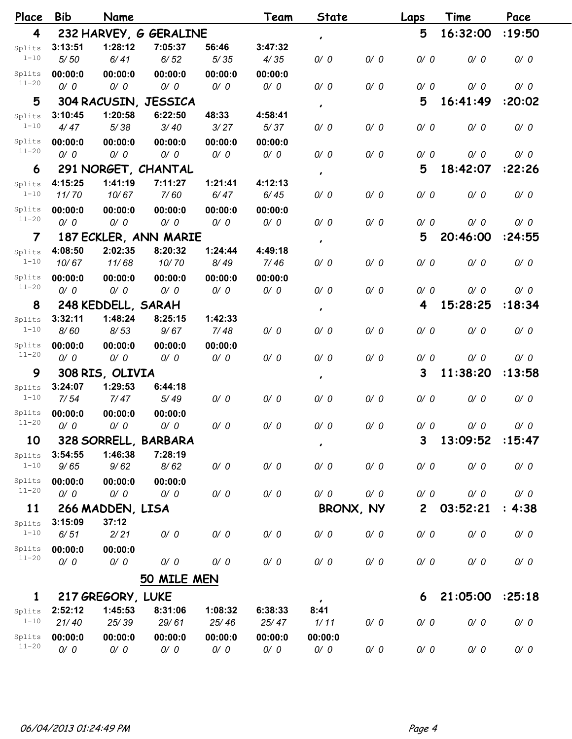| Place | Bib | Name | | | Team | State | | Laps | Time | Pace |
|---|---|---|---|---|---|---|---|---|---|---|
| 4 | 232 HARVEY, G GERALINE | | | | | , | | 5 | 16:32:00 | :19:50 |
| Splits 1-10 | 3:13:51 | 1:28:12 | 7:05:37 | 56:46 | 3:47:32 | | | | | |
| | 5/ 50 | 6/ 41 | 6/ 52 | 5/ 35 | 4/ 35 | 0/ 0 | 0/ 0 | 0/ 0 | 0/ 0 | 0/ 0 |
| Splits 11-20 | 00:00:0 | 00:00:0 | 00:00:0 | 00:00:0 | 00:00:0 | | | | | |
| | 0/ 0 | 0/ 0 | 0/ 0 | 0/ 0 | 0/ 0 | 0/ 0 | 0/ 0 | 0/ 0 | 0/ 0 | 0/ 0 |
| 5 | 304 RACUSIN, JESSICA | | | | | , | | 5 | 16:41:49 | :20:02 |
| Splits 1-10 | 3:10:45 | 1:20:58 | 6:22:50 | 48:33 | 4:58:41 | | | | | |
| | 4/ 47 | 5/ 38 | 3/ 40 | 3/ 27 | 5/ 37 | 0/ 0 | 0/ 0 | 0/ 0 | 0/ 0 | 0/ 0 |
| Splits 11-20 | 00:00:0 | 00:00:0 | 00:00:0 | 00:00:0 | 00:00:0 | | | | | |
| | 0/ 0 | 0/ 0 | 0/ 0 | 0/ 0 | 0/ 0 | 0/ 0 | 0/ 0 | 0/ 0 | 0/ 0 | 0/ 0 |
| 6 | 291 NORGET, CHANTAL | | | | | , | | 5 | 18:42:07 | :22:26 |
| Splits 1-10 | 4:15:25 | 1:41:19 | 7:11:27 | 1:21:41 | 4:12:13 | | | | | |
| | 11/ 70 | 10/ 67 | 7/ 60 | 6/ 47 | 6/ 45 | 0/ 0 | 0/ 0 | 0/ 0 | 0/ 0 | 0/ 0 |
| Splits 11-20 | 00:00:0 | 00:00:0 | 00:00:0 | 00:00:0 | 00:00:0 | | | | | |
| | 0/ 0 | 0/ 0 | 0/ 0 | 0/ 0 | 0/ 0 | 0/ 0 | 0/ 0 | 0/ 0 | 0/ 0 | 0/ 0 |
| 7 | 187 ECKLER, ANN MARIE | | | | | , | | 5 | 20:46:00 | :24:55 |
| Splits 1-10 | 4:08:50 | 2:02:35 | 8:20:32 | 1:24:44 | 4:49:18 | | | | | |
| | 10/ 67 | 11/ 68 | 10/ 70 | 8/ 49 | 7/ 46 | 0/ 0 | 0/ 0 | 0/ 0 | 0/ 0 | 0/ 0 |
| Splits 11-20 | 00:00:0 | 00:00:0 | 00:00:0 | 00:00:0 | 00:00:0 | | | | | |
| | 0/ 0 | 0/ 0 | 0/ 0 | 0/ 0 | 0/ 0 | 0/ 0 | 0/ 0 | 0/ 0 | 0/ 0 | 0/ 0 |
| 8 | 248 KEDDELL, SARAH | | | | | , | | 4 | 15:28:25 | :18:34 |
| Splits 1-10 | 3:32:11 | 1:48:24 | 8:25:15 | 1:42:33 | | | | | | |
| | 8/ 60 | 8/ 53 | 9/ 67 | 7/ 48 | 0/ 0 | 0/ 0 | 0/ 0 | 0/ 0 | 0/ 0 | 0/ 0 |
| Splits 11-20 | 00:00:0 | 00:00:0 | 00:00:0 | 00:00:0 | | | | | | |
| | 0/ 0 | 0/ 0 | 0/ 0 | 0/ 0 | 0/ 0 | 0/ 0 | 0/ 0 | 0/ 0 | 0/ 0 | 0/ 0 |
| 9 | 308 RIS, OLIVIA | | | | | , | | 3 | 11:38:20 | :13:58 |
| Splits 1-10 | 3:24:07 | 1:29:53 | 6:44:18 | | | | | | | |
| | 7/ 54 | 7/ 47 | 5/ 49 | 0/ 0 | 0/ 0 | 0/ 0 | 0/ 0 | 0/ 0 | 0/ 0 | 0/ 0 |
| Splits 11-20 | 00:00:0 | 00:00:0 | 00:00:0 | | | | | | | |
| | 0/ 0 | 0/ 0 | 0/ 0 | 0/ 0 | 0/ 0 | 0/ 0 | 0/ 0 | 0/ 0 | 0/ 0 | 0/ 0 |
| 10 | 328 SORRELL, BARBARA | | | | | , | | 3 | 13:09:52 | :15:47 |
| Splits 1-10 | 3:54:55 | 1:46:38 | 7:28:19 | | | | | | | |
| | 9/ 65 | 9/ 62 | 8/ 62 | 0/ 0 | 0/ 0 | 0/ 0 | 0/ 0 | 0/ 0 | 0/ 0 | 0/ 0 |
| Splits 11-20 | 00:00:0 | 00:00:0 | 00:00:0 | | | | | | | |
| | 0/ 0 | 0/ 0 | 0/ 0 | 0/ 0 | 0/ 0 | 0/ 0 | 0/ 0 | 0/ 0 | 0/ 0 | 0/ 0 |
| 11 | 266 MADDEN, LISA | | | | | BRONX, NY | | 2 | 03:52:21 | : 4:38 |
| Splits 1-10 | 3:15:09 | 37:12 | | | | | | | | |
| | 6/ 51 | 2/ 21 | 0/ 0 | 0/ 0 | 0/ 0 | 0/ 0 | 0/ 0 | 0/ 0 | 0/ 0 | 0/ 0 |
| Splits 11-20 | 00:00:0 | 00:00:0 | | | | | | | | |
| | 0/ 0 | 0/ 0 | 0/ 0 | 0/ 0 | 0/ 0 | 0/ 0 | 0/ 0 | 0/ 0 | 0/ 0 | 0/ 0 |

## 50 MILE MEN

| Place | Bib | Name | | | Team | State | | Laps | Time | Pace |
|---|---|---|---|---|---|---|---|---|---|---|
| 1 | 217 GREGORY, LUKE | | | | | , | | 6 | 21:05:00 | :25:18 |
| Splits 1-10 | 2:52:12 | 1:45:53 | 8:31:06 | 1:08:32 | 6:38:33 | 8:41 | | | | |
| | 21/ 40 | 25/ 39 | 29/ 61 | 25/ 46 | 25/ 47 | 1/ 11 | 0/ 0 | 0/ 0 | 0/ 0 | 0/ 0 |
| Splits 11-20 | 00:00:0 | 00:00:0 | 00:00:0 | 00:00:0 | 00:00:0 | 00:00:0 | | | | |
| | 0/ 0 | 0/ 0 | 0/ 0 | 0/ 0 | 0/ 0 | 0/ 0 | 0/ 0 | 0/ 0 | 0/ 0 | 0/ 0 |

06/04/2013 01:24:49 PM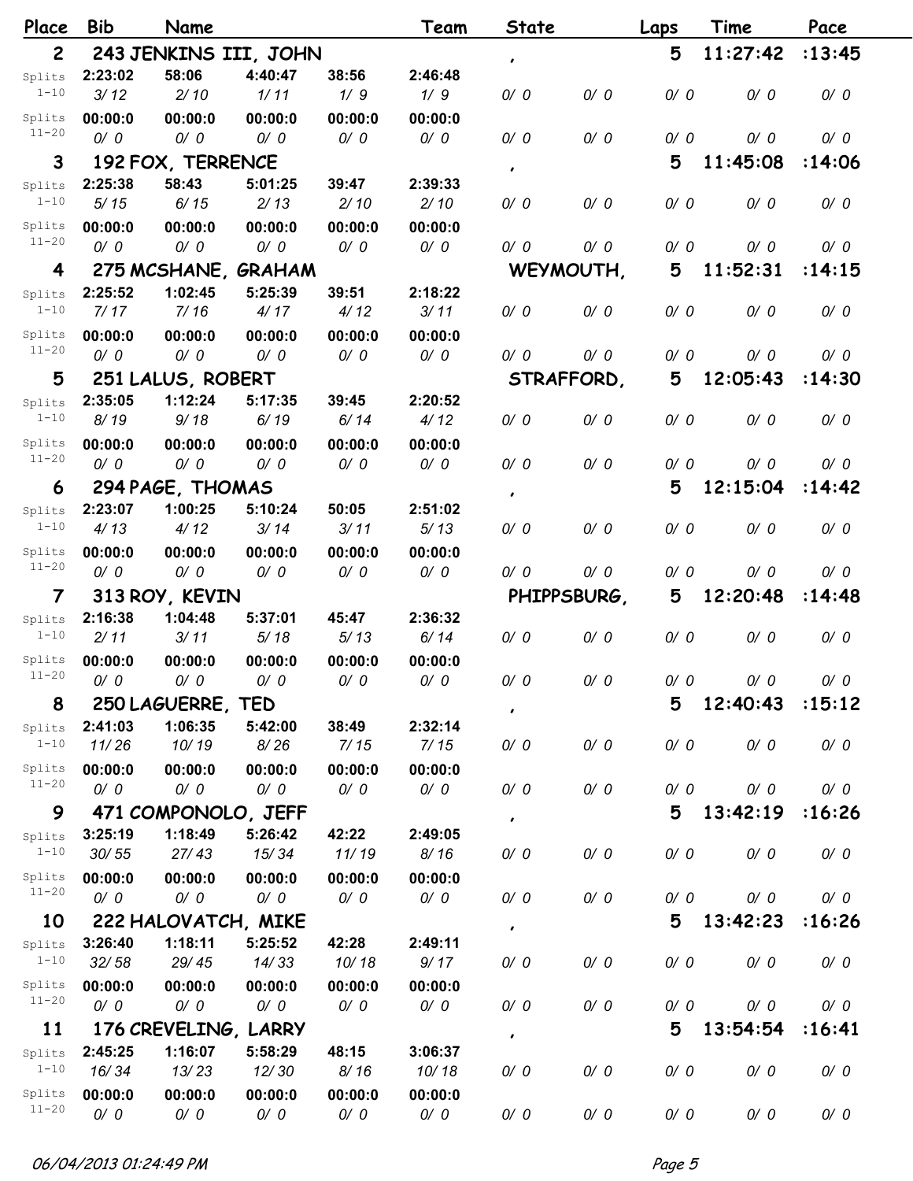| Place | Bib | Name | | | Team | State | | Laps | Time | Pace |
|---|---|---|---|---|---|---|---|---|---|---|
| 2 | 243 JENKINS III, JOHN | | | | | , | | 5 | 11:27:42 | :13:45 |
| Splits 1-10 | 2:23:02 | 58:06 | 4:40:47 | 38:56 | 2:46:48 | | | | | |
| | 3/ 12 | 2/ 10 | 1/ 11 | 1/ 9 | 1/ 9 | 0/ 0 | 0/ 0 | 0/ 0 | 0/ 0 | 0/ 0 |
| Splits 11-20 | 00:00:0 | 00:00:0 | 00:00:0 | 00:00:0 | 00:00:0 | | | | | |
| | 0/ 0 | 0/ 0 | 0/ 0 | 0/ 0 | 0/ 0 | 0/ 0 | 0/ 0 | 0/ 0 | 0/ 0 | 0/ 0 |
| 3 | 192 FOX, TERRENCE | | | | | , | | 5 | 11:45:08 | :14:06 |
| Splits 1-10 | 2:25:38 | 58:43 | 5:01:25 | 39:47 | 2:39:33 | | | | | |
| | 5/ 15 | 6/ 15 | 2/ 13 | 2/ 10 | 2/ 10 | 0/ 0 | 0/ 0 | 0/ 0 | 0/ 0 | 0/ 0 |
| Splits 11-20 | 00:00:0 | 00:00:0 | 00:00:0 | 00:00:0 | 00:00:0 | | | | | |
| | 0/ 0 | 0/ 0 | 0/ 0 | 0/ 0 | 0/ 0 | 0/ 0 | 0/ 0 | 0/ 0 | 0/ 0 | 0/ 0 |
| 4 | 275 MCSHANE, GRAHAM | | | | | WEYMOUTH, | | 5 | 11:52:31 | :14:15 |
| Splits 1-10 | 2:25:52 | 1:02:45 | 5:25:39 | 39:51 | 2:18:22 | | | | | |
| | 7/ 17 | 7/ 16 | 4/ 17 | 4/ 12 | 3/ 11 | 0/ 0 | 0/ 0 | 0/ 0 | 0/ 0 | 0/ 0 |
| Splits 11-20 | 00:00:0 | 00:00:0 | 00:00:0 | 00:00:0 | 00:00:0 | | | | | |
| | 0/ 0 | 0/ 0 | 0/ 0 | 0/ 0 | 0/ 0 | 0/ 0 | 0/ 0 | 0/ 0 | 0/ 0 | 0/ 0 |
| 5 | 251 LALUS, ROBERT | | | | | STRAFFORD, | | 5 | 12:05:43 | :14:30 |
| Splits 1-10 | 2:35:05 | 1:12:24 | 5:17:35 | 39:45 | 2:20:52 | | | | | |
| | 8/ 19 | 9/ 18 | 6/ 19 | 6/ 14 | 4/ 12 | 0/ 0 | 0/ 0 | 0/ 0 | 0/ 0 | 0/ 0 |
| Splits 11-20 | 00:00:0 | 00:00:0 | 00:00:0 | 00:00:0 | 00:00:0 | | | | | |
| | 0/ 0 | 0/ 0 | 0/ 0 | 0/ 0 | 0/ 0 | 0/ 0 | 0/ 0 | 0/ 0 | 0/ 0 | 0/ 0 |
| 6 | 294 PAGE, THOMAS | | | | | , | | 5 | 12:15:04 | :14:42 |
| Splits 1-10 | 2:23:07 | 1:00:25 | 5:10:24 | 50:05 | 2:51:02 | | | | | |
| | 4/ 13 | 4/ 12 | 3/ 14 | 3/ 11 | 5/ 13 | 0/ 0 | 0/ 0 | 0/ 0 | 0/ 0 | 0/ 0 |
| Splits 11-20 | 00:00:0 | 00:00:0 | 00:00:0 | 00:00:0 | 00:00:0 | | | | | |
| | 0/ 0 | 0/ 0 | 0/ 0 | 0/ 0 | 0/ 0 | 0/ 0 | 0/ 0 | 0/ 0 | 0/ 0 | 0/ 0 |
| 7 | 313 ROY, KEVIN | | | | | PHIPPSBURG, | | 5 | 12:20:48 | :14:48 |
| Splits 1-10 | 2:16:38 | 1:04:48 | 5:37:01 | 45:47 | 2:36:32 | | | | | |
| | 2/ 11 | 3/ 11 | 5/ 18 | 5/ 13 | 6/ 14 | 0/ 0 | 0/ 0 | 0/ 0 | 0/ 0 | 0/ 0 |
| Splits 11-20 | 00:00:0 | 00:00:0 | 00:00:0 | 00:00:0 | 00:00:0 | | | | | |
| | 0/ 0 | 0/ 0 | 0/ 0 | 0/ 0 | 0/ 0 | 0/ 0 | 0/ 0 | 0/ 0 | 0/ 0 | 0/ 0 |
| 8 | 250 LAGUERRE, TED | | | | | , | | 5 | 12:40:43 | :15:12 |
| Splits 1-10 | 2:41:03 | 1:06:35 | 5:42:00 | 38:49 | 2:32:14 | | | | | |
| | 11/ 26 | 10/ 19 | 8/ 26 | 7/ 15 | 7/ 15 | 0/ 0 | 0/ 0 | 0/ 0 | 0/ 0 | 0/ 0 |
| Splits 11-20 | 00:00:0 | 00:00:0 | 00:00:0 | 00:00:0 | 00:00:0 | | | | | |
| | 0/ 0 | 0/ 0 | 0/ 0 | 0/ 0 | 0/ 0 | 0/ 0 | 0/ 0 | 0/ 0 | 0/ 0 | 0/ 0 |
| 9 | 471 COMPONOLO, JEFF | | | | | , | | 5 | 13:42:19 | :16:26 |
| Splits 1-10 | 3:25:19 | 1:18:49 | 5:26:42 | 42:22 | 2:49:05 | | | | | |
| | 30/ 55 | 27/ 43 | 15/ 34 | 11/ 19 | 8/ 16 | 0/ 0 | 0/ 0 | 0/ 0 | 0/ 0 | 0/ 0 |
| Splits 11-20 | 00:00:0 | 00:00:0 | 00:00:0 | 00:00:0 | 00:00:0 | | | | | |
| | 0/ 0 | 0/ 0 | 0/ 0 | 0/ 0 | 0/ 0 | 0/ 0 | 0/ 0 | 0/ 0 | 0/ 0 | 0/ 0 |
| 10 | 222 HALOVATCH, MIKE | | | | | , | | 5 | 13:42:23 | :16:26 |
| Splits 1-10 | 3:26:40 | 1:18:11 | 5:25:52 | 42:28 | 2:49:11 | | | | | |
| | 32/ 58 | 29/ 45 | 14/ 33 | 10/ 18 | 9/ 17 | 0/ 0 | 0/ 0 | 0/ 0 | 0/ 0 | 0/ 0 |
| Splits 11-20 | 00:00:0 | 00:00:0 | 00:00:0 | 00:00:0 | 00:00:0 | | | | | |
| | 0/ 0 | 0/ 0 | 0/ 0 | 0/ 0 | 0/ 0 | 0/ 0 | 0/ 0 | 0/ 0 | 0/ 0 | 0/ 0 |
| 11 | 176 CREVELING, LARRY | | | | | , | | 5 | 13:54:54 | :16:41 |
| Splits 1-10 | 2:45:25 | 1:16:07 | 5:58:29 | 48:15 | 3:06:37 | | | | | |
| | 16/ 34 | 13/ 23 | 12/ 30 | 8/ 16 | 10/ 18 | 0/ 0 | 0/ 0 | 0/ 0 | 0/ 0 | 0/ 0 |
| Splits 11-20 | 00:00:0 | 00:00:0 | 00:00:0 | 00:00:0 | 00:00:0 | | | | | |
| | 0/ 0 | 0/ 0 | 0/ 0 | 0/ 0 | 0/ 0 | 0/ 0 | 0/ 0 | 0/ 0 | 0/ 0 | 0/ 0 |

06/04/2013 01:24:49 PM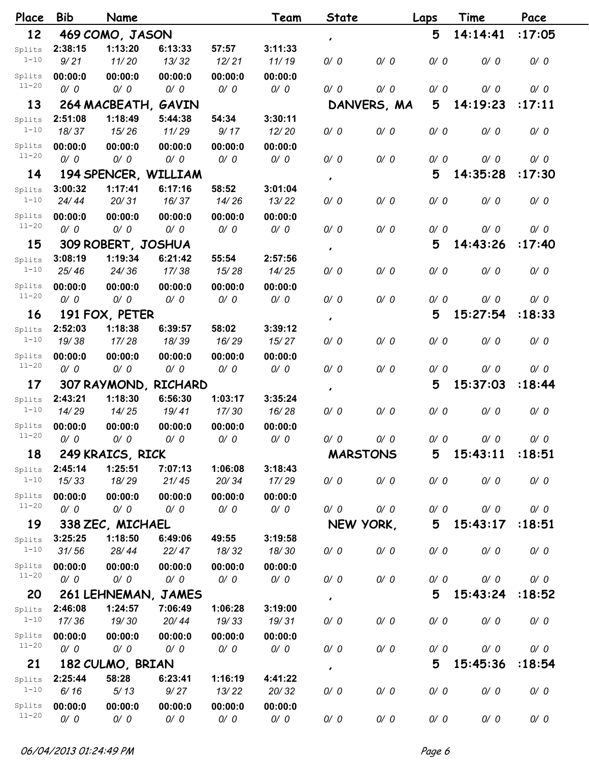| Place | Bib | Name | | | Team | State | | Laps | Time | Pace |
|---|---|---|---|---|---|---|---|---|---|---|
| 12 | 469 COMO, JASON | | | | | , | | 5 | 14:14:41 | :17:05 |
| Splits 1-10 | 2:38:15 | 1:13:20 | 6:13:33 | 57:57 | 3:11:33 | | | | | |
| | 9/ 21 | 11/ 20 | 13/ 32 | 12/ 21 | 11/ 19 | 0/ 0 | 0/ 0 | 0/ 0 | 0/ 0 | 0/ 0 |
| Splits 11-20 | 00:00:0 | 00:00:0 | 00:00:0 | 00:00:0 | 00:00:0 | | | | | |
| | 0/ 0 | 0/ 0 | 0/ 0 | 0/ 0 | 0/ 0 | 0/ 0 | 0/ 0 | 0/ 0 | 0/ 0 | 0/ 0 |
| 13 | 264 MACBEATH, GAVIN | | | | | DANVERS, MA | | 5 | 14:19:23 | :17:11 |
| Splits 1-10 | 2:51:08 | 1:18:49 | 5:44:38 | 54:34 | 3:30:11 | | | | | |
| | 18/ 37 | 15/ 26 | 11/ 29 | 9/ 17 | 12/ 20 | 0/ 0 | 0/ 0 | 0/ 0 | 0/ 0 | 0/ 0 |
| Splits 11-20 | 00:00:0 | 00:00:0 | 00:00:0 | 00:00:0 | 00:00:0 | | | | | |
| | 0/ 0 | 0/ 0 | 0/ 0 | 0/ 0 | 0/ 0 | 0/ 0 | 0/ 0 | 0/ 0 | 0/ 0 | 0/ 0 |
| 14 | 194 SPENCER, WILLIAM | | | | | , | | 5 | 14:35:28 | :17:30 |
| Splits 1-10 | 3:00:32 | 1:17:41 | 6:17:16 | 58:52 | 3:01:04 | | | | | |
| | 24/ 44 | 20/ 31 | 16/ 37 | 14/ 26 | 13/ 22 | 0/ 0 | 0/ 0 | 0/ 0 | 0/ 0 | 0/ 0 |
| Splits 11-20 | 00:00:0 | 00:00:0 | 00:00:0 | 00:00:0 | 00:00:0 | | | | | |
| | 0/ 0 | 0/ 0 | 0/ 0 | 0/ 0 | 0/ 0 | 0/ 0 | 0/ 0 | 0/ 0 | 0/ 0 | 0/ 0 |
| 15 | 309 ROBERT, JOSHUA | | | | | , | | 5 | 14:43:26 | :17:40 |
| Splits 1-10 | 3:08:19 | 1:19:34 | 6:21:42 | 55:54 | 2:57:56 | | | | | |
| | 25/ 46 | 24/ 36 | 17/ 38 | 15/ 28 | 14/ 25 | 0/ 0 | 0/ 0 | 0/ 0 | 0/ 0 | 0/ 0 |
| Splits 11-20 | 00:00:0 | 00:00:0 | 00:00:0 | 00:00:0 | 00:00:0 | | | | | |
| | 0/ 0 | 0/ 0 | 0/ 0 | 0/ 0 | 0/ 0 | 0/ 0 | 0/ 0 | 0/ 0 | 0/ 0 | 0/ 0 |
| 16 | 191 FOX, PETER | | | | | , | | 5 | 15:27:54 | :18:33 |
| Splits 1-10 | 2:52:03 | 1:18:38 | 6:39:57 | 58:02 | 3:39:12 | | | | | |
| | 19/ 38 | 17/ 28 | 18/ 39 | 16/ 29 | 15/ 27 | 0/ 0 | 0/ 0 | 0/ 0 | 0/ 0 | 0/ 0 |
| Splits 11-20 | 00:00:0 | 00:00:0 | 00:00:0 | 00:00:0 | 00:00:0 | | | | | |
| | 0/ 0 | 0/ 0 | 0/ 0 | 0/ 0 | 0/ 0 | 0/ 0 | 0/ 0 | 0/ 0 | 0/ 0 | 0/ 0 |
| 17 | 307 RAYMOND, RICHARD | | | | | , | | 5 | 15:37:03 | :18:44 |
| Splits 1-10 | 2:43:21 | 1:18:30 | 6:56:30 | 1:03:17 | 3:35:24 | | | | | |
| | 14/ 29 | 14/ 25 | 19/ 41 | 17/ 30 | 16/ 28 | 0/ 0 | 0/ 0 | 0/ 0 | 0/ 0 | 0/ 0 |
| Splits 11-20 | 00:00:0 | 00:00:0 | 00:00:0 | 00:00:0 | 00:00:0 | | | | | |
| | 0/ 0 | 0/ 0 | 0/ 0 | 0/ 0 | 0/ 0 | 0/ 0 | 0/ 0 | 0/ 0 | 0/ 0 | 0/ 0 |
| 18 | 249 KRAICS, RICK | | | | | MARSTONS | | 5 | 15:43:11 | :18:51 |
| Splits 1-10 | 2:45:14 | 1:25:51 | 7:07:13 | 1:06:08 | 3:18:43 | | | | | |
| | 15/ 33 | 18/ 29 | 21/ 45 | 20/ 34 | 17/ 29 | 0/ 0 | 0/ 0 | 0/ 0 | 0/ 0 | 0/ 0 |
| Splits 11-20 | 00:00:0 | 00:00:0 | 00:00:0 | 00:00:0 | 00:00:0 | | | | | |
| | 0/ 0 | 0/ 0 | 0/ 0 | 0/ 0 | 0/ 0 | 0/ 0 | 0/ 0 | 0/ 0 | 0/ 0 | 0/ 0 |
| 19 | 338 ZEC, MICHAEL | | | | | NEW YORK, | | 5 | 15:43:17 | :18:51 |
| Splits 1-10 | 3:25:25 | 1:18:50 | 6:49:06 | 49:55 | 3:19:58 | | | | | |
| | 31/ 56 | 28/ 44 | 22/ 47 | 18/ 32 | 18/ 30 | 0/ 0 | 0/ 0 | 0/ 0 | 0/ 0 | 0/ 0 |
| Splits 11-20 | 00:00:0 | 00:00:0 | 00:00:0 | 00:00:0 | 00:00:0 | | | | | |
| | 0/ 0 | 0/ 0 | 0/ 0 | 0/ 0 | 0/ 0 | 0/ 0 | 0/ 0 | 0/ 0 | 0/ 0 | 0/ 0 |
| 20 | 261 LEHNEMAN, JAMES | | | | | , | | 5 | 15:43:24 | :18:52 |
| Splits 1-10 | 2:46:08 | 1:24:57 | 7:06:49 | 1:06:28 | 3:19:00 | | | | | |
| | 17/ 36 | 19/ 30 | 20/ 44 | 19/ 33 | 19/ 31 | 0/ 0 | 0/ 0 | 0/ 0 | 0/ 0 | 0/ 0 |
| Splits 11-20 | 00:00:0 | 00:00:0 | 00:00:0 | 00:00:0 | 00:00:0 | | | | | |
| | 0/ 0 | 0/ 0 | 0/ 0 | 0/ 0 | 0/ 0 | 0/ 0 | 0/ 0 | 0/ 0 | 0/ 0 | 0/ 0 |
| 21 | 182 CULMO, BRIAN | | | | | , | | 5 | 15:45:36 | :18:54 |
| Splits 1-10 | 2:25:44 | 58:28 | 6:23:41 | 1:16:19 | 4:41:22 | | | | | |
| | 6/ 16 | 5/ 13 | 9/ 27 | 13/ 22 | 20/ 32 | 0/ 0 | 0/ 0 | 0/ 0 | 0/ 0 | 0/ 0 |
| Splits 11-20 | 00:00:0 | 00:00:0 | 00:00:0 | 00:00:0 | 00:00:0 | | | | | |
| | 0/ 0 | 0/ 0 | 0/ 0 | 0/ 0 | 0/ 0 | 0/ 0 | 0/ 0 | 0/ 0 | 0/ 0 | 0/ 0 |

06/04/2013 01:24:49 PM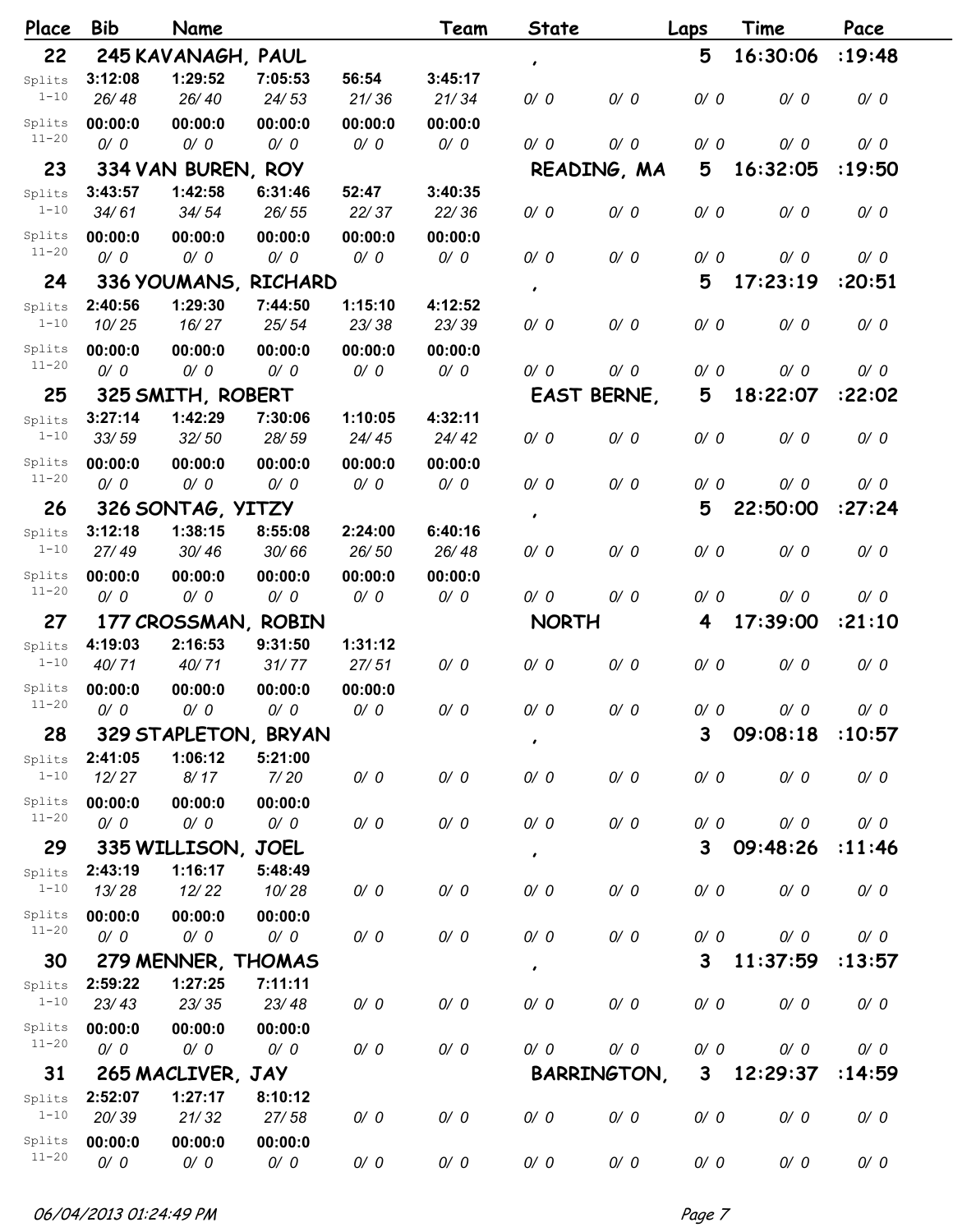| Place | Bib | Name | | | Team | State | | Laps | Time | Pace |
|---|---|---|---|---|---|---|---|---|---|---|
| 22 | 245 KAVANAGH, PAUL | | | | | , | | 5 | 16:30:06 | :19:48 |
| Splits 1-10 | 3:12:08 | 1:29:52 | 7:05:53 | 56:54 | 3:45:17 | | | | | |
| | 26/ 48 | 26/ 40 | 24/ 53 | 21/ 36 | 21/ 34 | 0/ 0 | 0/ 0 | 0/ 0 | 0/ 0 | 0/ 0 |
| Splits 11-20 | 00:00:0 | 00:00:0 | 00:00:0 | 00:00:0 | 00:00:0 | | | | | |
| | 0/ 0 | 0/ 0 | 0/ 0 | 0/ 0 | 0/ 0 | 0/ 0 | 0/ 0 | 0/ 0 | 0/ 0 | 0/ 0 |
| 23 | 334 VAN BUREN, ROY | | | | | READING, MA | | 5 | 16:32:05 | :19:50 |
| Splits 1-10 | 3:43:57 | 1:42:58 | 6:31:46 | 52:47 | 3:40:35 | | | | | |
| | 34/ 61 | 34/ 54 | 26/ 55 | 22/ 37 | 22/ 36 | 0/ 0 | 0/ 0 | 0/ 0 | 0/ 0 | 0/ 0 |
| Splits 11-20 | 00:00:0 | 00:00:0 | 00:00:0 | 00:00:0 | 00:00:0 | | | | | |
| | 0/ 0 | 0/ 0 | 0/ 0 | 0/ 0 | 0/ 0 | 0/ 0 | 0/ 0 | 0/ 0 | 0/ 0 | 0/ 0 |
| 24 | 336 YOUMANS, RICHARD | | | | | , | | 5 | 17:23:19 | :20:51 |
| Splits 1-10 | 2:40:56 | 1:29:30 | 7:44:50 | 1:15:10 | 4:12:52 | | | | | |
| | 10/ 25 | 16/ 27 | 25/ 54 | 23/ 38 | 23/ 39 | 0/ 0 | 0/ 0 | 0/ 0 | 0/ 0 | 0/ 0 |
| Splits 11-20 | 00:00:0 | 00:00:0 | 00:00:0 | 00:00:0 | 00:00:0 | | | | | |
| | 0/ 0 | 0/ 0 | 0/ 0 | 0/ 0 | 0/ 0 | 0/ 0 | 0/ 0 | 0/ 0 | 0/ 0 | 0/ 0 |
| 25 | 325 SMITH, ROBERT | | | | | EAST BERNE, | | 5 | 18:22:07 | :22:02 |
| Splits 1-10 | 3:27:14 | 1:42:29 | 7:30:06 | 1:10:05 | 4:32:11 | | | | | |
| | 33/ 59 | 32/ 50 | 28/ 59 | 24/ 45 | 24/ 42 | 0/ 0 | 0/ 0 | 0/ 0 | 0/ 0 | 0/ 0 |
| Splits 11-20 | 00:00:0 | 00:00:0 | 00:00:0 | 00:00:0 | 00:00:0 | | | | | |
| | 0/ 0 | 0/ 0 | 0/ 0 | 0/ 0 | 0/ 0 | 0/ 0 | 0/ 0 | 0/ 0 | 0/ 0 | 0/ 0 |
| 26 | 326 SONTAG, YITZY | | | | | , | | 5 | 22:50:00 | :27:24 |
| Splits 1-10 | 3:12:18 | 1:38:15 | 8:55:08 | 2:24:00 | 6:40:16 | | | | | |
| | 27/ 49 | 30/ 46 | 30/ 66 | 26/ 50 | 26/ 48 | 0/ 0 | 0/ 0 | 0/ 0 | 0/ 0 | 0/ 0 |
| Splits 11-20 | 00:00:0 | 00:00:0 | 00:00:0 | 00:00:0 | 00:00:0 | | | | | |
| | 0/ 0 | 0/ 0 | 0/ 0 | 0/ 0 | 0/ 0 | 0/ 0 | 0/ 0 | 0/ 0 | 0/ 0 | 0/ 0 |
| 27 | 177 CROSSMAN, ROBIN | | | | | NORTH | | 4 | 17:39:00 | :21:10 |
| Splits 1-10 | 4:19:03 | 2:16:53 | 9:31:50 | 1:31:12 | | | | | | |
| | 40/ 71 | 40/ 71 | 31/ 77 | 27/ 51 | 0/ 0 | 0/ 0 | 0/ 0 | 0/ 0 | 0/ 0 | 0/ 0 |
| Splits 11-20 | 00:00:0 | 00:00:0 | 00:00:0 | 00:00:0 | | | | | | |
| | 0/ 0 | 0/ 0 | 0/ 0 | 0/ 0 | 0/ 0 | 0/ 0 | 0/ 0 | 0/ 0 | 0/ 0 | 0/ 0 |
| 28 | 329 STAPLETON, BRYAN | | | | | , | | 3 | 09:08:18 | :10:57 |
| Splits 1-10 | 2:41:05 | 1:06:12 | 5:21:00 | | | | | | | |
| | 12/ 27 | 8/ 17 | 7/ 20 | 0/ 0 | 0/ 0 | 0/ 0 | 0/ 0 | 0/ 0 | 0/ 0 | 0/ 0 |
| Splits 11-20 | 00:00:0 | 00:00:0 | 00:00:0 | | | | | | | |
| | 0/ 0 | 0/ 0 | 0/ 0 | 0/ 0 | 0/ 0 | 0/ 0 | 0/ 0 | 0/ 0 | 0/ 0 | 0/ 0 |
| 29 | 335 WILLISON, JOEL | | | | | , | | 3 | 09:48:26 | :11:46 |
| Splits 1-10 | 2:43:19 | 1:16:17 | 5:48:49 | | | | | | | |
| | 13/ 28 | 12/ 22 | 10/ 28 | 0/ 0 | 0/ 0 | 0/ 0 | 0/ 0 | 0/ 0 | 0/ 0 | 0/ 0 |
| Splits 11-20 | 00:00:0 | 00:00:0 | 00:00:0 | | | | | | | |
| | 0/ 0 | 0/ 0 | 0/ 0 | 0/ 0 | 0/ 0 | 0/ 0 | 0/ 0 | 0/ 0 | 0/ 0 | 0/ 0 |
| 30 | 279 MENNER, THOMAS | | | | | , | | 3 | 11:37:59 | :13:57 |
| Splits 1-10 | 2:59:22 | 1:27:25 | 7:11:11 | | | | | | | |
| | 23/ 43 | 23/ 35 | 23/ 48 | 0/ 0 | 0/ 0 | 0/ 0 | 0/ 0 | 0/ 0 | 0/ 0 | 0/ 0 |
| Splits 11-20 | 00:00:0 | 00:00:0 | 00:00:0 | | | | | | | |
| | 0/ 0 | 0/ 0 | 0/ 0 | 0/ 0 | 0/ 0 | 0/ 0 | 0/ 0 | 0/ 0 | 0/ 0 | 0/ 0 |
| 31 | 265 MACLIVER, JAY | | | | | BARRINGTON, | | 3 | 12:29:37 | :14:59 |
| Splits 1-10 | 2:52:07 | 1:27:17 | 8:10:12 | | | | | | | |
| | 20/ 39 | 21/ 32 | 27/ 58 | 0/ 0 | 0/ 0 | 0/ 0 | 0/ 0 | 0/ 0 | 0/ 0 | 0/ 0 |
| Splits 11-20 | 00:00:0 | 00:00:0 | 00:00:0 | | | | | | | |
| | 0/ 0 | 0/ 0 | 0/ 0 | 0/ 0 | 0/ 0 | 0/ 0 | 0/ 0 | 0/ 0 | 0/ 0 | 0/ 0 |

06/04/2013 01:24:49 PM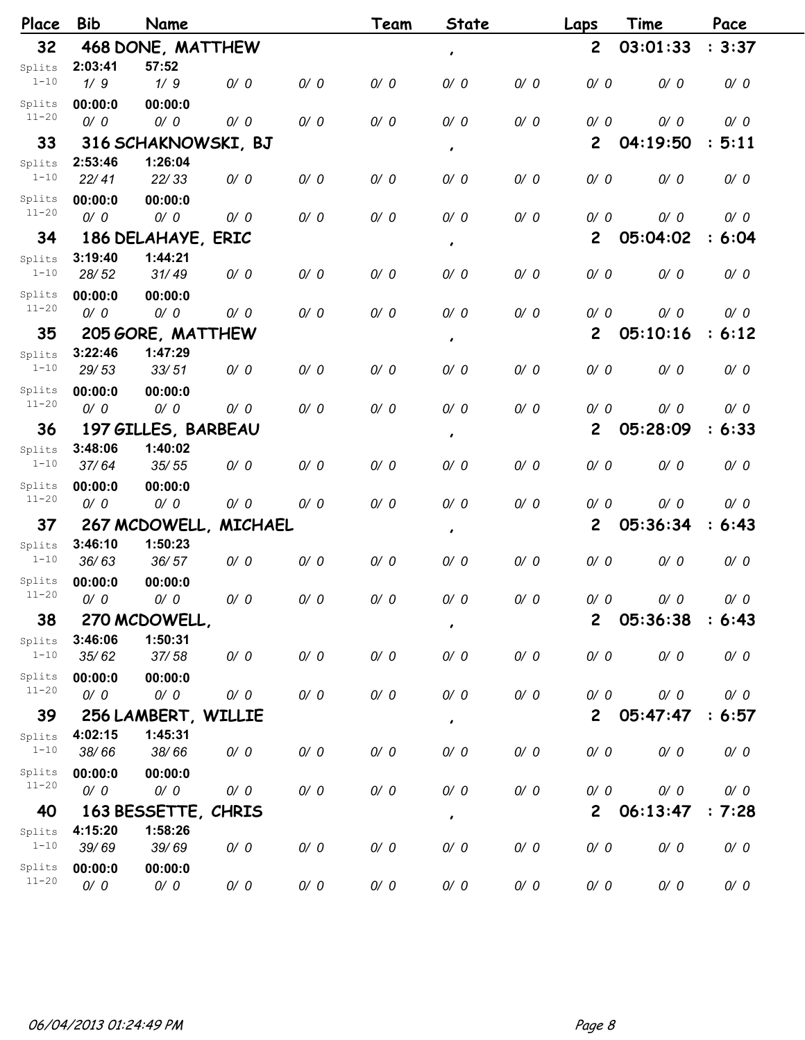| Place | Bib | Name | | | Team | State | | Laps | Time | Pace |
|---|---|---|---|---|---|---|---|---|---|---|
| 32 | 468 DONE, MATTHEW | | | | | , | | 2 | 03:01:33 | : 3:37 |
| Splits 1-10 | 2:03:41 1/ 9 | 57:52 1/ 9 | 0/ 0 | 0/ 0 | 0/ 0 | 0/ 0 | 0/ 0 | 0/ 0 | 0/ 0 | 0/ 0 |
| Splits 11-20 | 00:00:0 0/ 0 | 00:00:0 0/ 0 | 0/ 0 | 0/ 0 | 0/ 0 | 0/ 0 | 0/ 0 | 0/ 0 | 0/ 0 | 0/ 0 |
| 33 | 316 SCHAKNOWSKI, BJ | | | | | , | | 2 | 04:19:50 | : 5:11 |
| Splits 1-10 | 2:53:46 22/ 41 | 1:26:04 22/ 33 | 0/ 0 | 0/ 0 | 0/ 0 | 0/ 0 | 0/ 0 | 0/ 0 | 0/ 0 | 0/ 0 |
| Splits 11-20 | 00:00:0 0/ 0 | 00:00:0 0/ 0 | 0/ 0 | 0/ 0 | 0/ 0 | 0/ 0 | 0/ 0 | 0/ 0 | 0/ 0 | 0/ 0 |
| 34 | 186 DELAHAYE, ERIC | | | | | , | | 2 | 05:04:02 | : 6:04 |
| Splits 1-10 | 3:19:40 28/ 52 | 1:44:21 31/ 49 | 0/ 0 | 0/ 0 | 0/ 0 | 0/ 0 | 0/ 0 | 0/ 0 | 0/ 0 | 0/ 0 |
| Splits 11-20 | 00:00:0 0/ 0 | 00:00:0 0/ 0 | 0/ 0 | 0/ 0 | 0/ 0 | 0/ 0 | 0/ 0 | 0/ 0 | 0/ 0 | 0/ 0 |
| 35 | 205 GORE, MATTHEW | | | | | , | | 2 | 05:10:16 | : 6:12 |
| Splits 1-10 | 3:22:46 29/ 53 | 1:47:29 33/ 51 | 0/ 0 | 0/ 0 | 0/ 0 | 0/ 0 | 0/ 0 | 0/ 0 | 0/ 0 | 0/ 0 |
| Splits 11-20 | 00:00:0 0/ 0 | 00:00:0 0/ 0 | 0/ 0 | 0/ 0 | 0/ 0 | 0/ 0 | 0/ 0 | 0/ 0 | 0/ 0 | 0/ 0 |
| 36 | 197 GILLES, BARBEAU | | | | | , | | 2 | 05:28:09 | : 6:33 |
| Splits 1-10 | 3:48:06 37/ 64 | 1:40:02 35/ 55 | 0/ 0 | 0/ 0 | 0/ 0 | 0/ 0 | 0/ 0 | 0/ 0 | 0/ 0 | 0/ 0 |
| Splits 11-20 | 00:00:0 0/ 0 | 00:00:0 0/ 0 | 0/ 0 | 0/ 0 | 0/ 0 | 0/ 0 | 0/ 0 | 0/ 0 | 0/ 0 | 0/ 0 |
| 37 | 267 MCDOWELL, MICHAEL | | | | | , | | 2 | 05:36:34 | : 6:43 |
| Splits 1-10 | 3:46:10 36/ 63 | 1:50:23 36/ 57 | 0/ 0 | 0/ 0 | 0/ 0 | 0/ 0 | 0/ 0 | 0/ 0 | 0/ 0 | 0/ 0 |
| Splits 11-20 | 00:00:0 0/ 0 | 00:00:0 0/ 0 | 0/ 0 | 0/ 0 | 0/ 0 | 0/ 0 | 0/ 0 | 0/ 0 | 0/ 0 | 0/ 0 |
| 38 | 270 MCDOWELL, | | | | | , | | 2 | 05:36:38 | : 6:43 |
| Splits 1-10 | 3:46:06 35/ 62 | 1:50:31 37/ 58 | 0/ 0 | 0/ 0 | 0/ 0 | 0/ 0 | 0/ 0 | 0/ 0 | 0/ 0 | 0/ 0 |
| Splits 11-20 | 00:00:0 0/ 0 | 00:00:0 0/ 0 | 0/ 0 | 0/ 0 | 0/ 0 | 0/ 0 | 0/ 0 | 0/ 0 | 0/ 0 | 0/ 0 |
| 39 | 256 LAMBERT, WILLIE | | | | | , | | 2 | 05:47:47 | : 6:57 |
| Splits 1-10 | 4:02:15 38/ 66 | 1:45:31 38/ 66 | 0/ 0 | 0/ 0 | 0/ 0 | 0/ 0 | 0/ 0 | 0/ 0 | 0/ 0 | 0/ 0 |
| Splits 11-20 | 00:00:0 0/ 0 | 00:00:0 0/ 0 | 0/ 0 | 0/ 0 | 0/ 0 | 0/ 0 | 0/ 0 | 0/ 0 | 0/ 0 | 0/ 0 |
| 40 | 163 BESSETTE, CHRIS | | | | | , | | 2 | 06:13:47 | : 7:28 |
| Splits 1-10 | 4:15:20 39/ 69 | 1:58:26 39/ 69 | 0/ 0 | 0/ 0 | 0/ 0 | 0/ 0 | 0/ 0 | 0/ 0 | 0/ 0 | 0/ 0 |
| Splits 11-20 | 00:00:0 0/ 0 | 00:00:0 0/ 0 | 0/ 0 | 0/ 0 | 0/ 0 | 0/ 0 | 0/ 0 | 0/ 0 | 0/ 0 | 0/ 0 |

06/04/2013 01:24:49 PM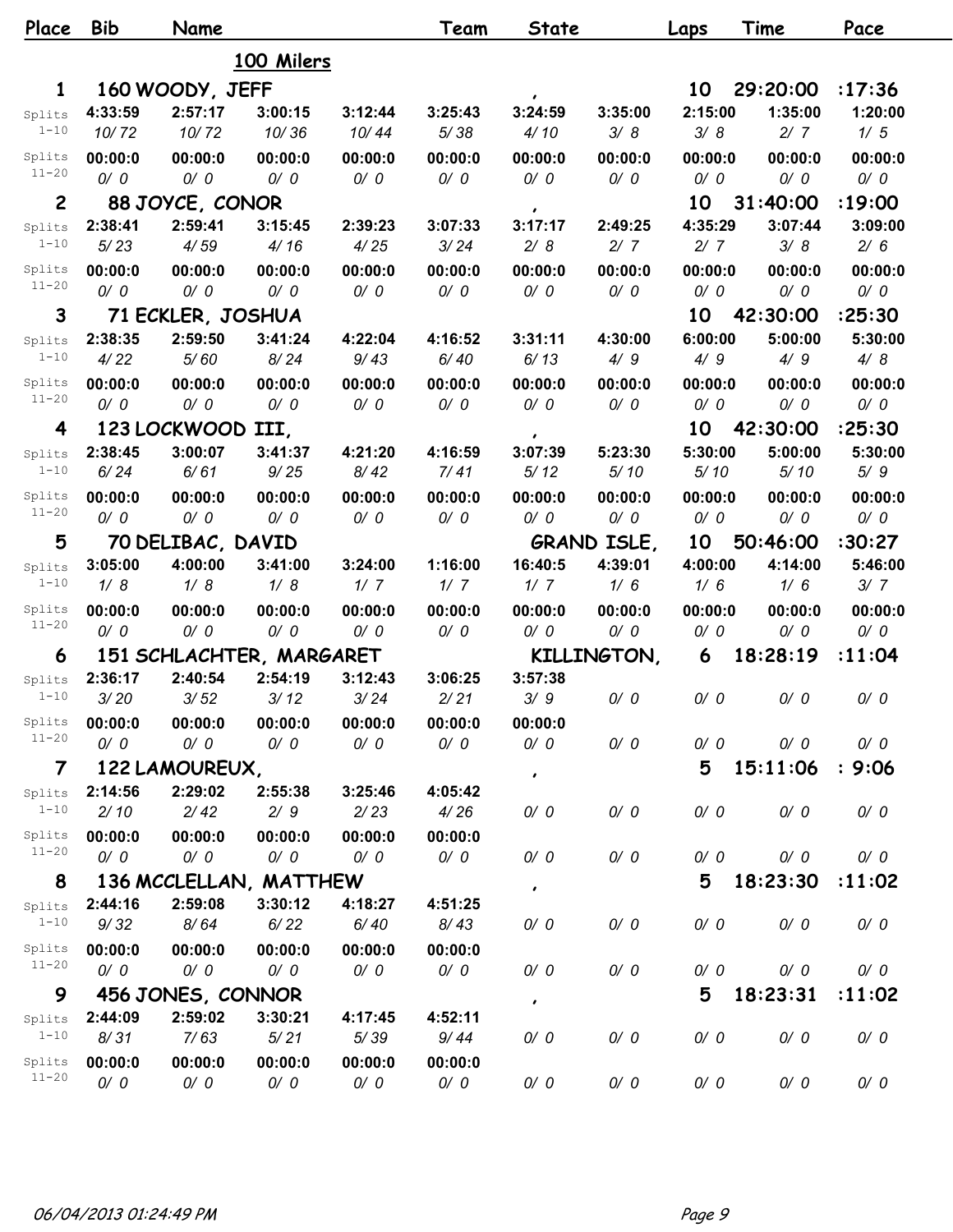| Place | Bib | Name | | | Team | State | | Laps | Time | Pace |
|---|---|---|---|---|---|---|---|---|---|---|

## 100 Milers

| Place | Bib Name | | | | Team | State | | Laps | Time | Pace |
|---|---|---|---|---|---|---|---|---|---|---|
| 1 | 160 WOODY, JEFF | | | | | , | | 10 | 29:20:00 | :17:36 |
| Splits 1-10 | 4:33:59 | 2:57:17 | 3:00:15 | 3:12:44 | 3:25:43 | 3:24:59 | 3:35:00 | 2:15:00 | 1:35:00 | 1:20:00 |
| | 10/ 72 | 10/ 72 | 10/ 36 | 10/ 44 | 5/ 38 | 4/ 10 | 3/ 8 | 3/ 8 | 2/ 7 | 1/ 5 |
| Splits 11-20 | 00:00:0 | 00:00:0 | 00:00:0 | 00:00:0 | 00:00:0 | 00:00:0 | 00:00:0 | 00:00:0 | 00:00:0 | 00:00:0 |
| | 0/ 0 | 0/ 0 | 0/ 0 | 0/ 0 | 0/ 0 | 0/ 0 | 0/ 0 | 0/ 0 | 0/ 0 | 0/ 0 |
| 2 | 88 JOYCE, CONOR | | | | | , | | 10 | 31:40:00 | :19:00 |
| Splits 1-10 | 2:38:41 | 2:59:41 | 3:15:45 | 2:39:23 | 3:07:33 | 3:17:17 | 2:49:25 | 4:35:29 | 3:07:44 | 3:09:00 |
| | 5/ 23 | 4/ 59 | 4/ 16 | 4/ 25 | 3/ 24 | 2/ 8 | 2/ 7 | 2/ 7 | 3/ 8 | 2/ 6 |
| Splits 11-20 | 00:00:0 | 00:00:0 | 00:00:0 | 00:00:0 | 00:00:0 | 00:00:0 | 00:00:0 | 00:00:0 | 00:00:0 | 00:00:0 |
| | 0/ 0 | 0/ 0 | 0/ 0 | 0/ 0 | 0/ 0 | 0/ 0 | 0/ 0 | 0/ 0 | 0/ 0 | 0/ 0 |
| 3 | 71 ECKLER, JOSHUA | | | | | | | 10 | 42:30:00 | :25:30 |
| Splits 1-10 | 2:38:35 | 2:59:50 | 3:41:24 | 4:22:04 | 4:16:52 | 3:31:11 | 4:30:00 | 6:00:00 | 5:00:00 | 5:30:00 |
| | 4/ 22 | 5/ 60 | 8/ 24 | 9/ 43 | 6/ 40 | 6/ 13 | 4/ 9 | 4/ 9 | 4/ 9 | 4/ 8 |
| Splits 11-20 | 00:00:0 | 00:00:0 | 00:00:0 | 00:00:0 | 00:00:0 | 00:00:0 | 00:00:0 | 00:00:0 | 00:00:0 | 00:00:0 |
| | 0/ 0 | 0/ 0 | 0/ 0 | 0/ 0 | 0/ 0 | 0/ 0 | 0/ 0 | 0/ 0 | 0/ 0 | 0/ 0 |
| 4 | 123 LOCKWOOD III, | | | | | , | | 10 | 42:30:00 | :25:30 |
| Splits 1-10 | 2:38:45 | 3:00:07 | 3:41:37 | 4:21:20 | 4:16:59 | 3:07:39 | 5:23:30 | 5:30:00 | 5:00:00 | 5:30:00 |
| | 6/ 24 | 6/ 61 | 9/ 25 | 8/ 42 | 7/ 41 | 5/ 12 | 5/ 10 | 5/ 10 | 5/ 10 | 5/ 9 |
| Splits 11-20 | 00:00:0 | 00:00:0 | 00:00:0 | 00:00:0 | 00:00:0 | 00:00:0 | 00:00:0 | 00:00:0 | 00:00:0 | 00:00:0 |
| | 0/ 0 | 0/ 0 | 0/ 0 | 0/ 0 | 0/ 0 | 0/ 0 | 0/ 0 | 0/ 0 | 0/ 0 | 0/ 0 |
| 5 | 70 DELIBAC, DAVID | | | | | GRAND ISLE, | | 10 | 50:46:00 | :30:27 |
| Splits 1-10 | 3:05:00 | 4:00:00 | 3:41:00 | 3:24:00 | 1:16:00 | 16:40:5 | 4:39:01 | 4:00:00 | 4:14:00 | 5:46:00 |
| | 1/ 8 | 1/ 8 | 1/ 8 | 1/ 7 | 1/ 7 | 1/ 7 | 1/ 6 | 1/ 6 | 1/ 6 | 3/ 7 |
| Splits 11-20 | 00:00:0 | 00:00:0 | 00:00:0 | 00:00:0 | 00:00:0 | 00:00:0 | 00:00:0 | 00:00:0 | 00:00:0 | 00:00:0 |
| | 0/ 0 | 0/ 0 | 0/ 0 | 0/ 0 | 0/ 0 | 0/ 0 | 0/ 0 | 0/ 0 | 0/ 0 | 0/ 0 |
| 6 | 151 SCHLACHTER, MARGARET | | | | | KILLINGTON, | | 6 | 18:28:19 | :11:04 |
| Splits 1-10 | 2:36:17 | 2:40:54 | 2:54:19 | 3:12:43 | 3:06:25 | 3:57:38 | | | | |
| | 3/ 20 | 3/ 52 | 3/ 12 | 3/ 24 | 2/ 21 | 3/ 9 | 0/ 0 | 0/ 0 | 0/ 0 | 0/ 0 |
| Splits 11-20 | 00:00:0 | 00:00:0 | 00:00:0 | 00:00:0 | 00:00:0 | 00:00:0 | | | | |
| | 0/ 0 | 0/ 0 | 0/ 0 | 0/ 0 | 0/ 0 | 0/ 0 | 0/ 0 | 0/ 0 | 0/ 0 | 0/ 0 |
| 7 | 122 LAMOUREUX, | | | | | , | | 5 | 15:11:06 | : 9:06 |
| Splits 1-10 | 2:14:56 | 2:29:02 | 2:55:38 | 3:25:46 | 4:05:42 | | | | | |
| | 2/ 10 | 2/ 42 | 2/ 9 | 2/ 23 | 4/ 26 | 0/ 0 | 0/ 0 | 0/ 0 | 0/ 0 | 0/ 0 |
| Splits 11-20 | 00:00:0 | 00:00:0 | 00:00:0 | 00:00:0 | 00:00:0 | | | | | |
| | 0/ 0 | 0/ 0 | 0/ 0 | 0/ 0 | 0/ 0 | 0/ 0 | 0/ 0 | 0/ 0 | 0/ 0 | 0/ 0 |
| 8 | 136 MCCLELLAN, MATTHEW | | | | | , | | 5 | 18:23:30 | :11:02 |
| Splits 1-10 | 2:44:16 | 2:59:08 | 3:30:12 | 4:18:27 | 4:51:25 | | | | | |
| | 9/ 32 | 8/ 64 | 6/ 22 | 6/ 40 | 8/ 43 | 0/ 0 | 0/ 0 | 0/ 0 | 0/ 0 | 0/ 0 |
| Splits 11-20 | 00:00:0 | 00:00:0 | 00:00:0 | 00:00:0 | 00:00:0 | | | | | |
| | 0/ 0 | 0/ 0 | 0/ 0 | 0/ 0 | 0/ 0 | 0/ 0 | 0/ 0 | 0/ 0 | 0/ 0 | 0/ 0 |
| 9 | 456 JONES, CONNOR | | | | | , | | 5 | 18:23:31 | :11:02 |
| Splits 1-10 | 2:44:09 | 2:59:02 | 3:30:21 | 4:17:45 | 4:52:11 | | | | | |
| | 8/ 31 | 7/ 63 | 5/ 21 | 5/ 39 | 9/ 44 | 0/ 0 | 0/ 0 | 0/ 0 | 0/ 0 | 0/ 0 |
| Splits 11-20 | 00:00:0 | 00:00:0 | 00:00:0 | 00:00:0 | 00:00:0 | | | | | |
| | 0/ 0 | 0/ 0 | 0/ 0 | 0/ 0 | 0/ 0 | 0/ 0 | 0/ 0 | 0/ 0 | 0/ 0 | 0/ 0 |

06/04/2013 01:24:49 PM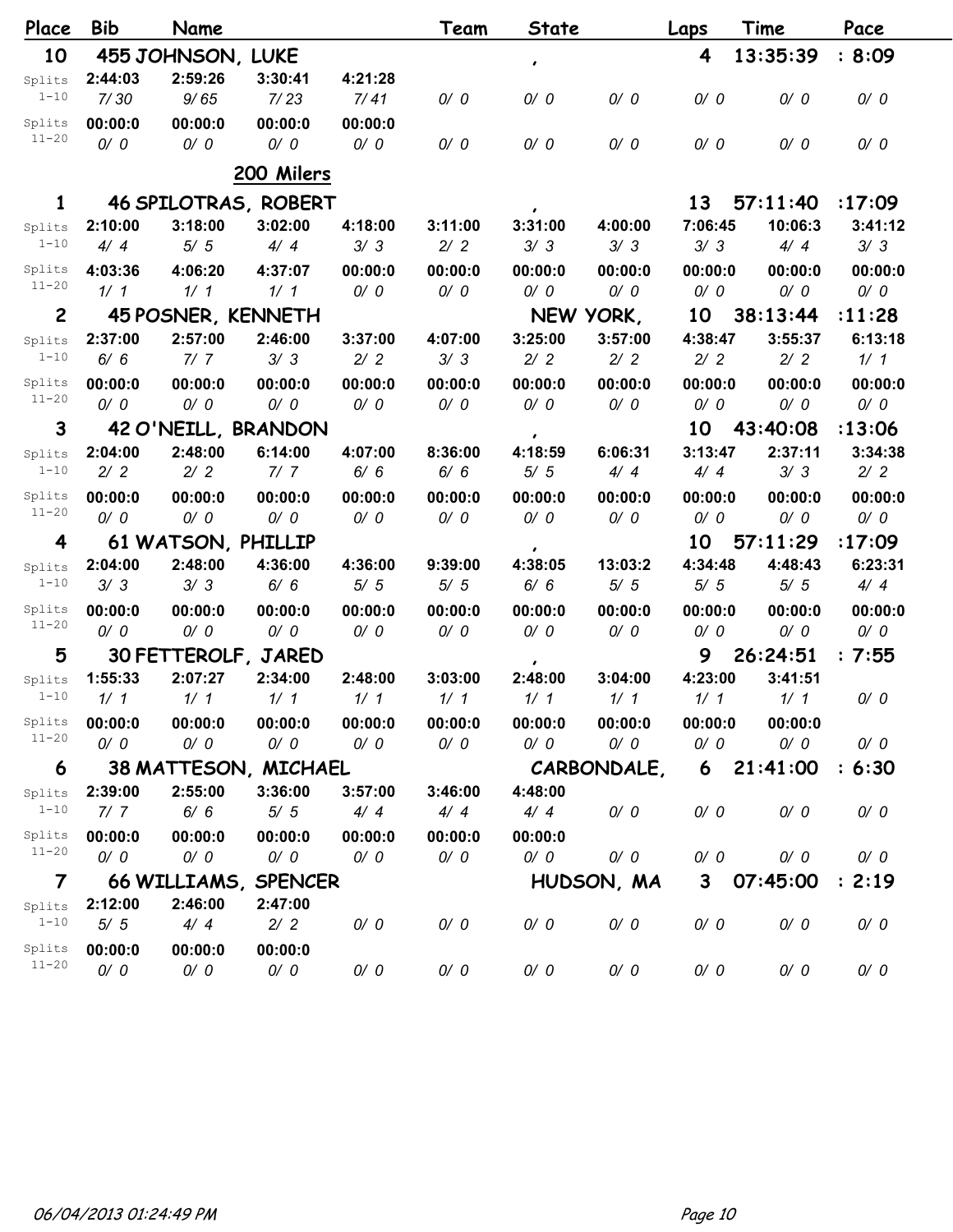| Place | Bib | Name | | | Team | State | | Laps | Time | Pace |
|---|---|---|---|---|---|---|---|---|---|---|
| 10 | 455 JOHNSON, LUKE | | | | | , | | 4 | 13:35:39 | : 8:09 |
| Splits 1-10 | 2:44:03 | 2:59:26 | 3:30:41 | 4:21:28 | | | | | | |
| | 7/ 30 | 9/ 65 | 7/ 23 | 7/ 41 | 0/ 0 | 0/ 0 | 0/ 0 | 0/ 0 | 0/ 0 | 0/ 0 |
| Splits 11-20 | 00:00:0 | 00:00:0 | 00:00:0 | 00:00:0 | | | | | | |
| | 0/ 0 | 0/ 0 | 0/ 0 | 0/ 0 | 0/ 0 | 0/ 0 | 0/ 0 | 0/ 0 | 0/ 0 | 0/ 0 |

## 200 Milers

| Place | Bib | Name | | | Team | State | | Laps | Time | Pace |
|---|---|---|---|---|---|---|---|---|---|---|
| 1 | 46 SPILOTRAS, ROBERT | | | | | , | | 13 | 57:11:40 | :17:09 |
| Splits 1-10 | 2:10:00 | 3:18:00 | 3:02:00 | 4:18:00 | 3:11:00 | 3:31:00 | 4:00:00 | 7:06:45 | 10:06:3 | 3:41:12 |
| | 4/ 4 | 5/ 5 | 4/ 4 | 3/ 3 | 2/ 2 | 3/ 3 | 3/ 3 | 3/ 3 | 4/ 4 | 3/ 3 |
| Splits 11-20 | 4:03:36 | 4:06:20 | 4:37:07 | 00:00:0 | 00:00:0 | 00:00:0 | 00:00:0 | 00:00:0 | 00:00:0 | 00:00:0 |
| | 1/ 1 | 1/ 1 | 1/ 1 | 0/ 0 | 0/ 0 | 0/ 0 | 0/ 0 | 0/ 0 | 0/ 0 | 0/ 0 |
| 2 | 45 POSNER, KENNETH | | | | | NEW YORK, | | 10 | 38:13:44 | :11:28 |
| Splits 1-10 | 2:37:00 | 2:57:00 | 2:46:00 | 3:37:00 | 4:07:00 | 3:25:00 | 3:57:00 | 4:38:47 | 3:55:37 | 6:13:18 |
| | 6/ 6 | 7/ 7 | 3/ 3 | 2/ 2 | 3/ 3 | 2/ 2 | 2/ 2 | 2/ 2 | 2/ 2 | 1/ 1 |
| Splits 11-20 | 00:00:0 | 00:00:0 | 00:00:0 | 00:00:0 | 00:00:0 | 00:00:0 | 00:00:0 | 00:00:0 | 00:00:0 | 00:00:0 |
| | 0/ 0 | 0/ 0 | 0/ 0 | 0/ 0 | 0/ 0 | 0/ 0 | 0/ 0 | 0/ 0 | 0/ 0 | 0/ 0 |
| 3 | 42 O'NEILL, BRANDON | | | | | , | | 10 | 43:40:08 | :13:06 |
| Splits 1-10 | 2:04:00 | 2:48:00 | 6:14:00 | 4:07:00 | 8:36:00 | 4:18:59 | 6:06:31 | 3:13:47 | 2:37:11 | 3:34:38 |
| | 2/ 2 | 2/ 2 | 7/ 7 | 6/ 6 | 6/ 6 | 5/ 5 | 4/ 4 | 4/ 4 | 3/ 3 | 2/ 2 |
| Splits 11-20 | 00:00:0 | 00:00:0 | 00:00:0 | 00:00:0 | 00:00:0 | 00:00:0 | 00:00:0 | 00:00:0 | 00:00:0 | 00:00:0 |
| | 0/ 0 | 0/ 0 | 0/ 0 | 0/ 0 | 0/ 0 | 0/ 0 | 0/ 0 | 0/ 0 | 0/ 0 | 0/ 0 |
| 4 | 61 WATSON, PHILLIP | | | | | , | | 10 | 57:11:29 | :17:09 |
| Splits 1-10 | 2:04:00 | 2:48:00 | 4:36:00 | 4:36:00 | 9:39:00 | 4:38:05 | 13:03:2 | 4:34:48 | 4:48:43 | 6:23:31 |
| | 3/ 3 | 3/ 3 | 6/ 6 | 5/ 5 | 5/ 5 | 6/ 6 | 5/ 5 | 5/ 5 | 5/ 5 | 4/ 4 |
| Splits 11-20 | 00:00:0 | 00:00:0 | 00:00:0 | 00:00:0 | 00:00:0 | 00:00:0 | 00:00:0 | 00:00:0 | 00:00:0 | 00:00:0 |
| | 0/ 0 | 0/ 0 | 0/ 0 | 0/ 0 | 0/ 0 | 0/ 0 | 0/ 0 | 0/ 0 | 0/ 0 | 0/ 0 |
| 5 | 30 FETTEROLF, JARED | | | | | , | | 9 | 26:24:51 | : 7:55 |
| Splits 1-10 | 1:55:33 | 2:07:27 | 2:34:00 | 2:48:00 | 3:03:00 | 2:48:00 | 3:04:00 | 4:23:00 | 3:41:51 | |
| | 1/ 1 | 1/ 1 | 1/ 1 | 1/ 1 | 1/ 1 | 1/ 1 | 1/ 1 | 1/ 1 | 1/ 1 | 0/ 0 |
| Splits 11-20 | 00:00:0 | 00:00:0 | 00:00:0 | 00:00:0 | 00:00:0 | 00:00:0 | 00:00:0 | 00:00:0 | 00:00:0 | |
| | 0/ 0 | 0/ 0 | 0/ 0 | 0/ 0 | 0/ 0 | 0/ 0 | 0/ 0 | 0/ 0 | 0/ 0 | 0/ 0 |
| 6 | 38 MATTESON, MICHAEL | | | | | CARBONDALE, | | 6 | 21:41:00 | : 6:30 |
| Splits 1-10 | 2:39:00 | 2:55:00 | 3:36:00 | 3:57:00 | 3:46:00 | 4:48:00 | | | | |
| | 7/ 7 | 6/ 6 | 5/ 5 | 4/ 4 | 4/ 4 | 4/ 4 | 0/ 0 | 0/ 0 | 0/ 0 | 0/ 0 |
| Splits 11-20 | 00:00:0 | 00:00:0 | 00:00:0 | 00:00:0 | 00:00:0 | 00:00:0 | | | | |
| | 0/ 0 | 0/ 0 | 0/ 0 | 0/ 0 | 0/ 0 | 0/ 0 | 0/ 0 | 0/ 0 | 0/ 0 | 0/ 0 |
| 7 | 66 WILLIAMS, SPENCER | | | | | HUDSON, MA | | 3 | 07:45:00 | : 2:19 |
| Splits 1-10 | 2:12:00 | 2:46:00 | 2:47:00 | | | | | | | |
| | 5/ 5 | 4/ 4 | 2/ 2 | 0/ 0 | 0/ 0 | 0/ 0 | 0/ 0 | 0/ 0 | 0/ 0 | 0/ 0 |
| Splits 11-20 | 00:00:0 | 00:00:0 | 00:00:0 | | | | | | | |
| | 0/ 0 | 0/ 0 | 0/ 0 | 0/ 0 | 0/ 0 | 0/ 0 | 0/ 0 | 0/ 0 | 0/ 0 | 0/ 0 |